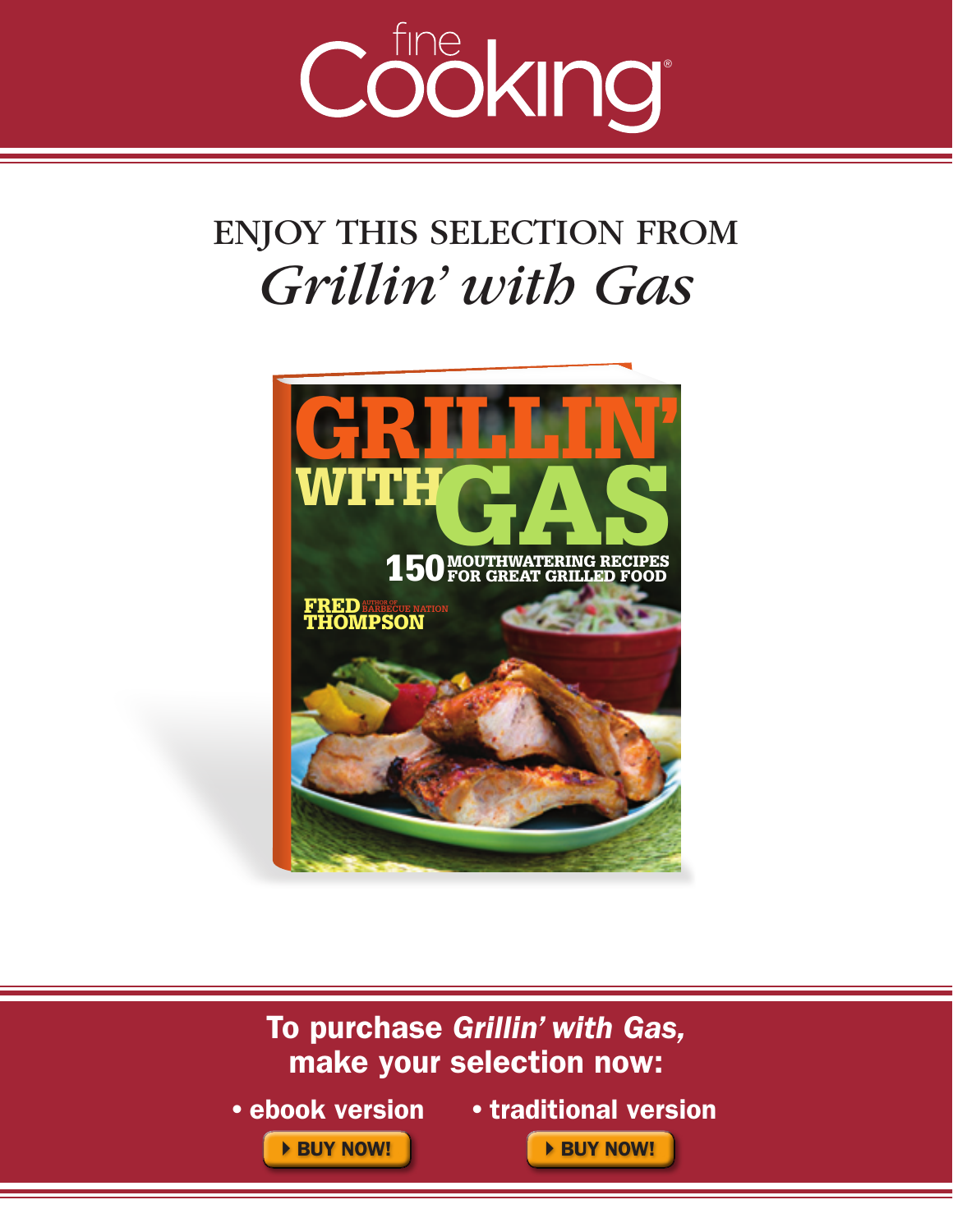# fine Cooking

## ENJOY THIS SELECTION FROM *Grillin' with Gas*

**To purchase *Grillin' with Gas,* make your selection now:**

- **ebook version** — BUY NOW!
- **traditional version** — BUY NOW!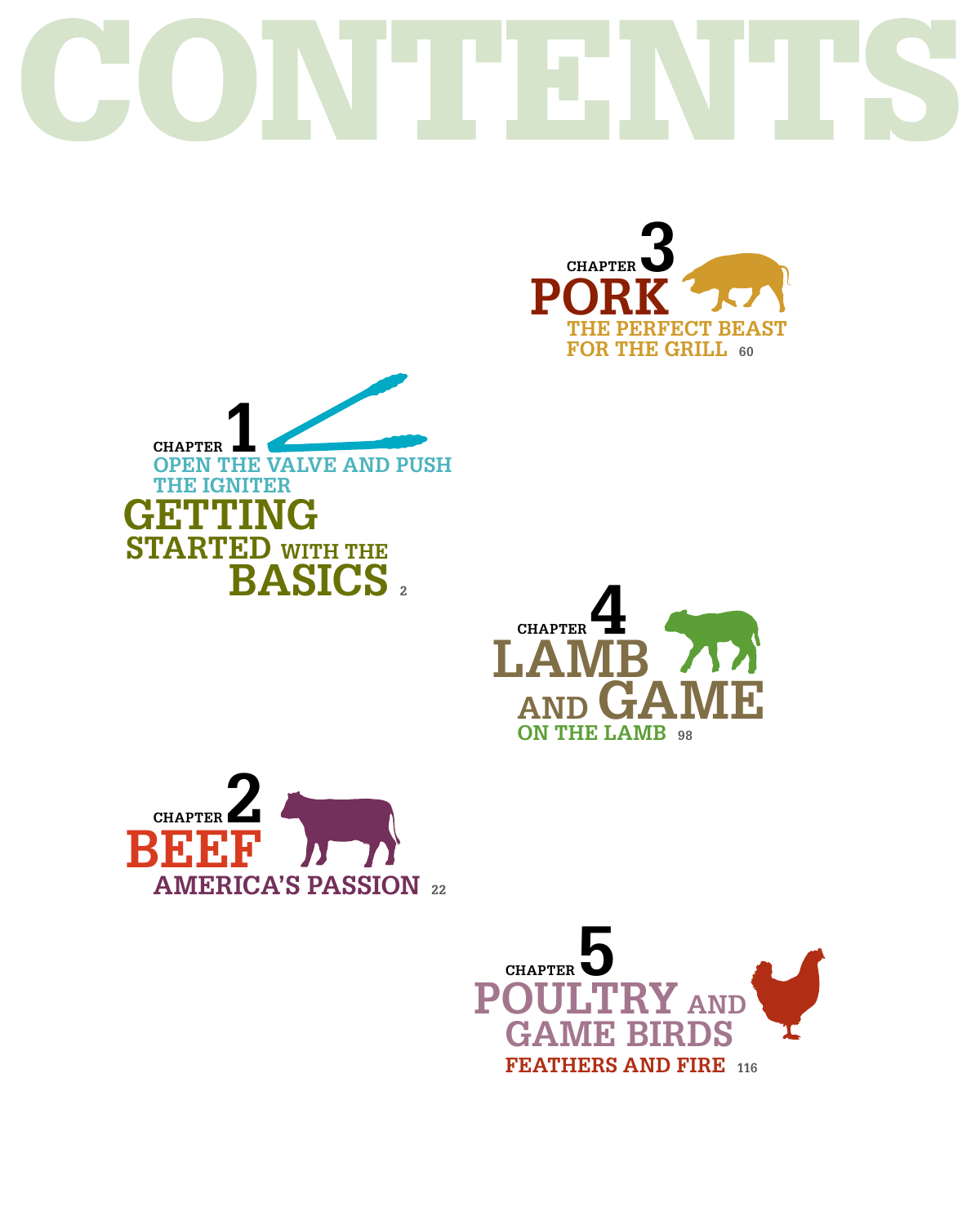# CONTENTS

## CHAPTER 1
**OPEN THE VALVE AND PUSH THE IGNITER**
### GETTING STARTED WITH THE BASICS
2

## CHAPTER 2
### BEEF
**AMERICA'S PASSION**
22

## CHAPTER 3
### PORK
**THE PERFECT BEAST FOR THE GRILL**
60

## CHAPTER 4
### LAMB AND GAME
**ON THE LAMB**
98

## CHAPTER 5
### POULTRY AND GAME BIRDS
**FEATHERS AND FIRE**
116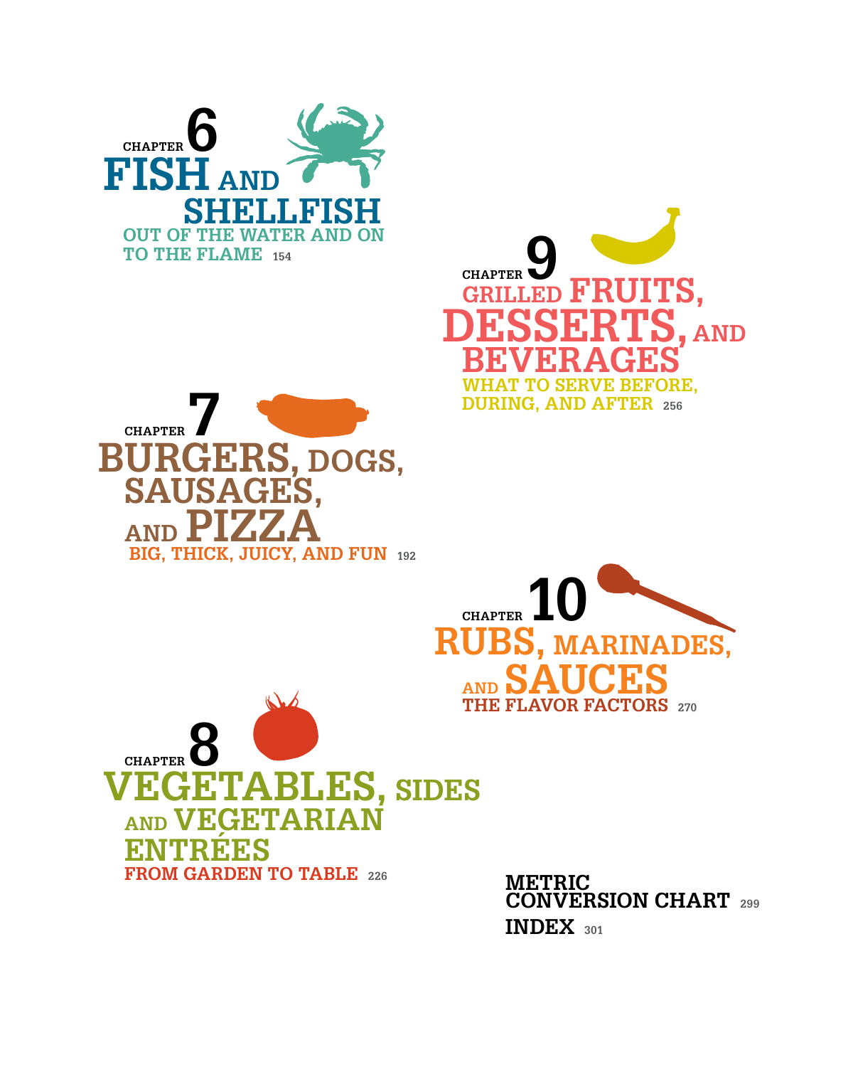## CHAPTER 6 FISH AND SHELLFISH

OUT OF THE WATER AND ON TO THE FLAME 154

## CHAPTER 7 BURGERS, DOGS, SAUSAGES, AND PIZZA

BIG, THICK, JUICY, AND FUN 192

## CHAPTER 8 VEGETABLES, SIDES AND VEGETARIAN ENTRÉES

FROM GARDEN TO TABLE 226

## CHAPTER 9 GRILLED FRUITS, DESSERTS, AND BEVERAGES

WHAT TO SERVE BEFORE, DURING, AND AFTER 256

## CHAPTER 10 RUBS, MARINADES, AND SAUCES

THE FLAVOR FACTORS 270

## METRIC CONVERSION CHART 299

## INDEX 301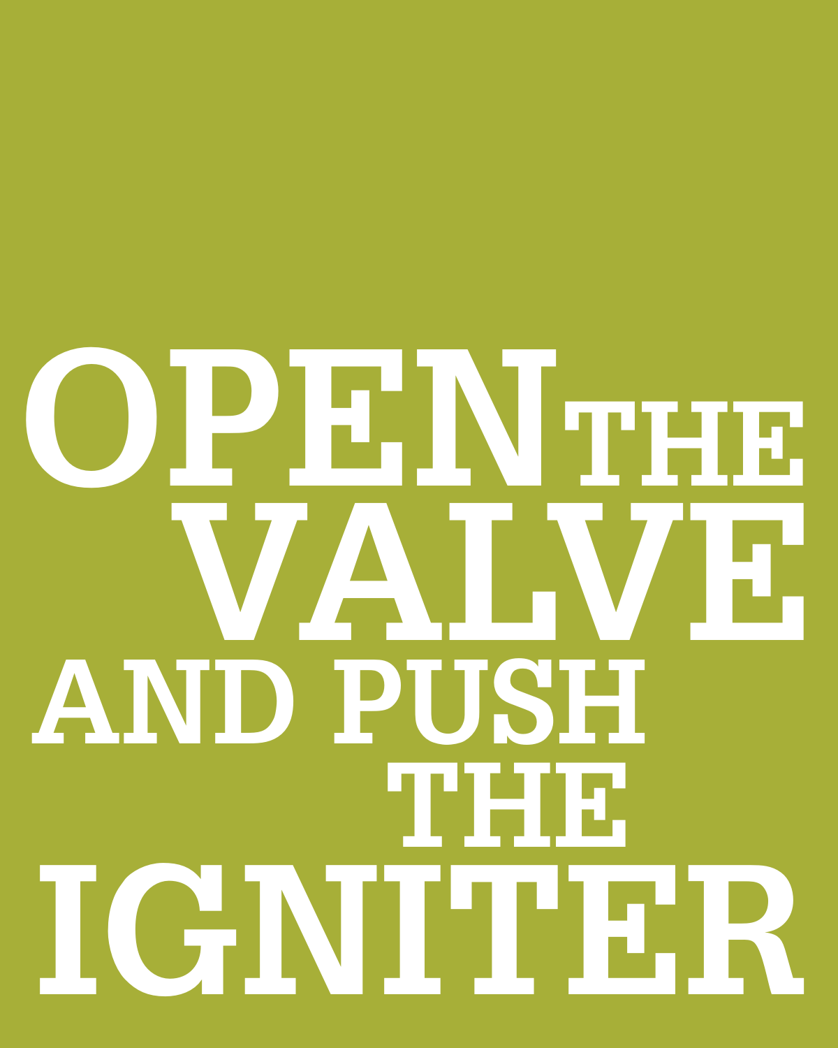# OPEN THE VALVE AND PUSH THE IGNITER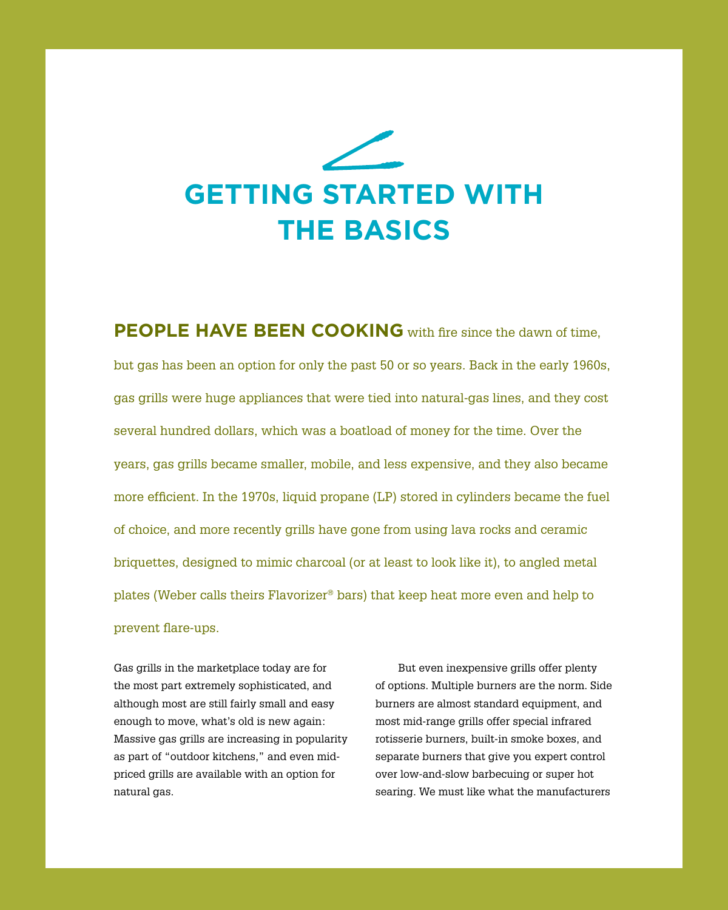# GETTING STARTED WITH THE BASICS

**PEOPLE HAVE BEEN COOKING** with fire since the dawn of time, but gas has been an option for only the past 50 or so years. Back in the early 1960s, gas grills were huge appliances that were tied into natural-gas lines, and they cost several hundred dollars, which was a boatload of money for the time. Over the years, gas grills became smaller, mobile, and less expensive, and they also became more efficient. In the 1970s, liquid propane (LP) stored in cylinders became the fuel of choice, and more recently grills have gone from using lava rocks and ceramic briquettes, designed to mimic charcoal (or at least to look like it), to angled metal plates (Weber calls theirs Flavorizer® bars) that keep heat more even and help to prevent flare-ups.

Gas grills in the marketplace today are for the most part extremely sophisticated, and although most are still fairly small and easy enough to move, what's old is new again: Massive gas grills are increasing in popularity as part of "outdoor kitchens," and even mid-priced grills are available with an option for natural gas.

But even inexpensive grills offer plenty of options. Multiple burners are the norm. Side burners are almost standard equipment, and most mid-range grills offer special infrared rotisserie burners, built-in smoke boxes, and separate burners that give you expert control over low-and-slow barbecuing or super hot searing. We must like what the manufacturers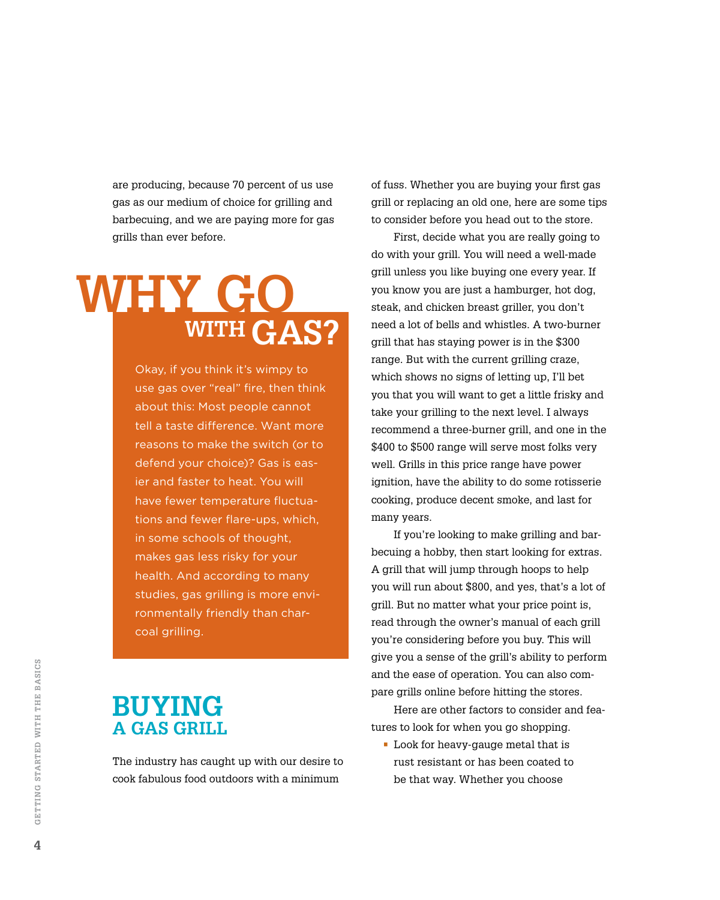are producing, because 70 percent of us use gas as our medium of choice for grilling and barbecuing, and we are paying more for gas grills than ever before.

## WHY GO WITH GAS?

Okay, if you think it's wimpy to use gas over "real" fire, then think about this: Most people cannot tell a taste difference. Want more reasons to make the switch (or to defend your choice)? Gas is easier and faster to heat. You will have fewer temperature fluctuations and fewer flare-ups, which, in some schools of thought, makes gas less risky for your health. And according to many studies, gas grilling is more environmentally friendly than charcoal grilling.

## BUYING A GAS GRILL

The industry has caught up with our desire to cook fabulous food outdoors with a minimum of fuss. Whether you are buying your first gas grill or replacing an old one, here are some tips to consider before you head out to the store.

First, decide what you are really going to do with your grill. You will need a well-made grill unless you like buying one every year. If you know you are just a hamburger, hot dog, steak, and chicken breast griller, you don't need a lot of bells and whistles. A two-burner grill that has staying power is in the $300 range. But with the current grilling craze, which shows no signs of letting up, I'll bet you that you will want to get a little frisky and take your grilling to the next level. I always recommend a three-burner grill, and one in the $400 to $500 range will serve most folks very well. Grills in this price range have power ignition, have the ability to do some rotisserie cooking, produce decent smoke, and last for many years.

If you're looking to make grilling and barbecuing a hobby, then start looking for extras. A grill that will jump through hoops to help you will run about $800, and yes, that's a lot of grill. But no matter what your price point is, read through the owner's manual of each grill you're considering before you buy. This will give you a sense of the grill's ability to perform and the ease of operation. You can also compare grills online before hitting the stores.

Here are other factors to consider and features to look for when you go shopping.

- Look for heavy-gauge metal that is rust resistant or has been coated to be that way. Whether you choose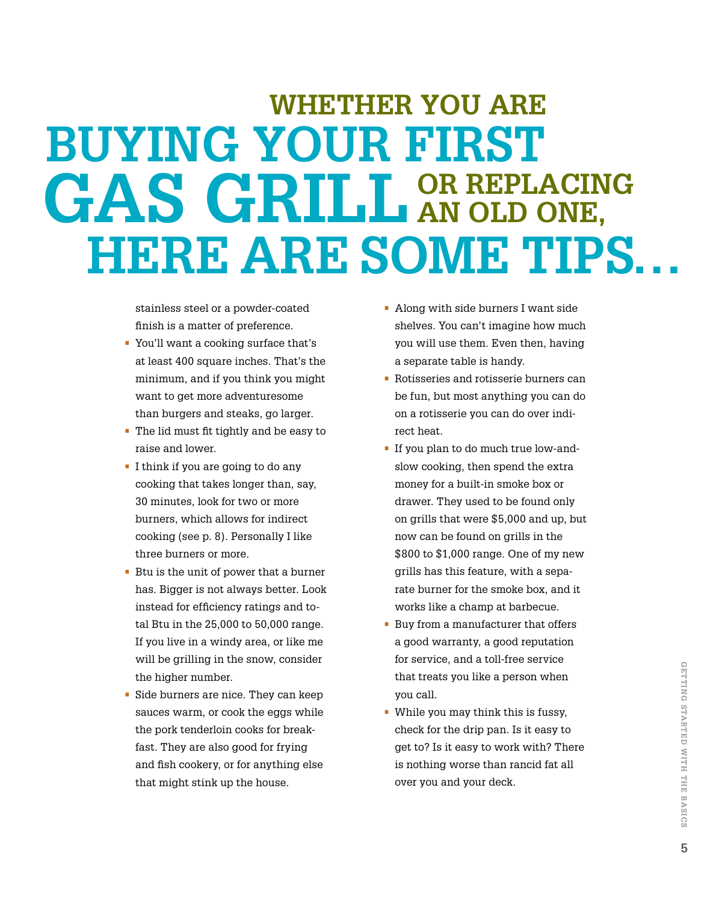# WHETHER YOU ARE BUYING YOUR FIRST GAS GRILL OR REPLACING AN OLD ONE, HERE ARE SOME TIPS…

stainless steel or a powder-coated finish is a matter of preference.

- You'll want a cooking surface that's at least 400 square inches. That's the minimum, and if you think you might want to get more adventuresome than burgers and steaks, go larger.
- The lid must fit tightly and be easy to raise and lower.
- I think if you are going to do any cooking that takes longer than, say, 30 minutes, look for two or more burners, which allows for indirect cooking (see p. 8). Personally I like three burners or more.
- Btu is the unit of power that a burner has. Bigger is not always better. Look instead for efficiency ratings and total Btu in the 25,000 to 50,000 range. If you live in a windy area, or like me will be grilling in the snow, consider the higher number.
- Side burners are nice. They can keep sauces warm, or cook the eggs while the pork tenderloin cooks for breakfast. They are also good for frying and fish cookery, or for anything else that might stink up the house.
- Along with side burners I want side shelves. You can't imagine how much you will use them. Even then, having a separate table is handy.
- Rotisseries and rotisserie burners can be fun, but most anything you can do on a rotisserie you can do over indirect heat.
- If you plan to do much true low-and-slow cooking, then spend the extra money for a built-in smoke box or drawer. They used to be found only on grills that were $5,000 and up, but now can be found on grills in the $800 to $1,000 range. One of my new grills has this feature, with a separate burner for the smoke box, and it works like a champ at barbecue.
- Buy from a manufacturer that offers a good warranty, a good reputation for service, and a toll-free service that treats you like a person when you call.
- While you may think this is fussy, check for the drip pan. Is it easy to get to? Is it easy to work with? There is nothing worse than rancid fat all over you and your deck.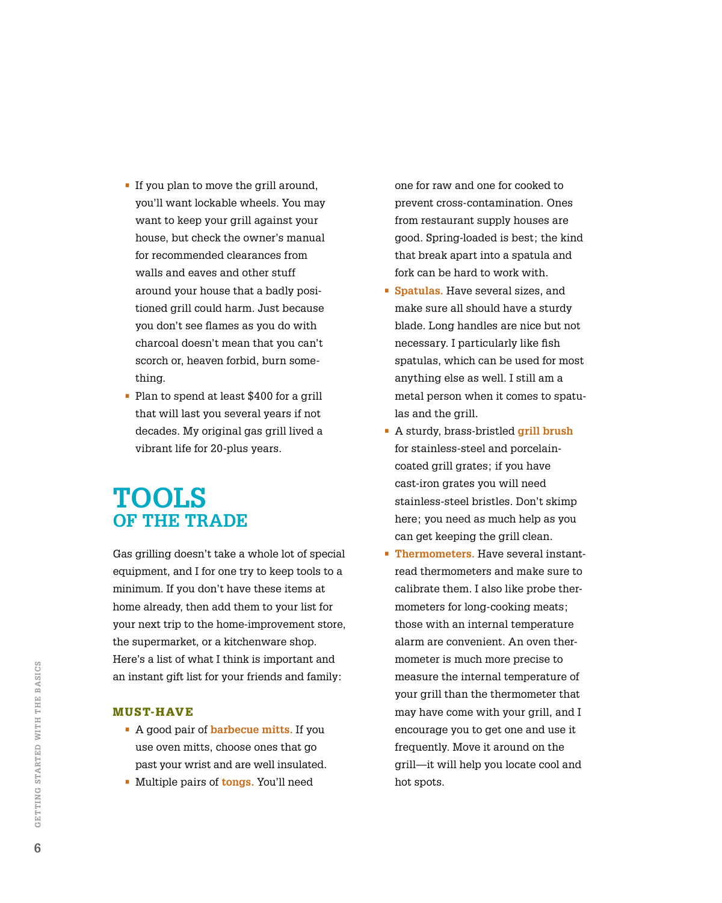- If you plan to move the grill around, you'll want lockable wheels. You may want to keep your grill against your house, but check the owner's manual for recommended clearances from walls and eaves and other stuff around your house that a badly positioned grill could harm. Just because you don't see flames as you do with charcoal doesn't mean that you can't scorch or, heaven forbid, burn something.
- Plan to spend at least $400 for a grill that will last you several years if not decades. My original gas grill lived a vibrant life for 20-plus years.

## TOOLS OF THE TRADE

Gas grilling doesn't take a whole lot of special equipment, and I for one try to keep tools to a minimum. If you don't have these items at home already, then add them to your list for your next trip to the home-improvement store, the supermarket, or a kitchenware shop. Here's a list of what I think is important and an instant gift list for your friends and family:

### MUST-HAVE

- A good pair of **barbecue mitts.** If you use oven mitts, choose ones that go past your wrist and are well insulated.
- Multiple pairs of **tongs.** You'll need one for raw and one for cooked to prevent cross-contamination. Ones from restaurant supply houses are good. Spring-loaded is best; the kind that break apart into a spatula and fork can be hard to work with.
- **Spatulas.** Have several sizes, and make sure all should have a sturdy blade. Long handles are nice but not necessary. I particularly like fish spatulas, which can be used for most anything else as well. I still am a metal person when it comes to spatulas and the grill.
- A sturdy, brass-bristled **grill brush** for stainless-steel and porcelain-coated grill grates; if you have cast-iron grates you will need stainless-steel bristles. Don't skimp here; you need as much help as you can get keeping the grill clean.
- **Thermometers.** Have several instant-read thermometers and make sure to calibrate them. I also like probe thermometers for long-cooking meats; those with an internal temperature alarm are convenient. An oven thermometer is much more precise to measure the internal temperature of your grill than the thermometer that may have come with your grill, and I encourage you to get one and use it frequently. Move it around on the grill—it will help you locate cool and hot spots.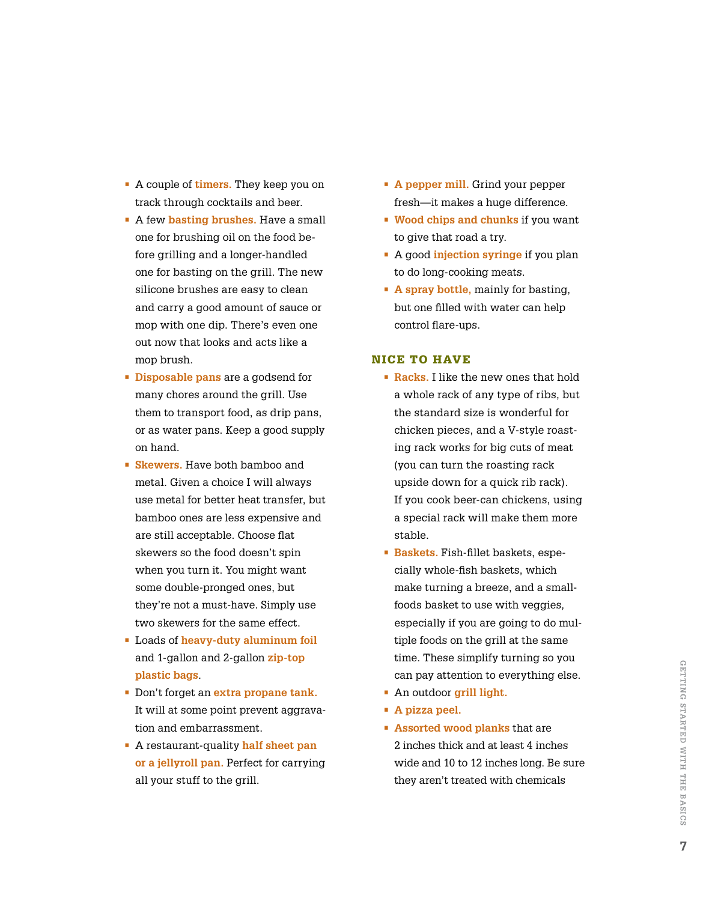- A couple of **timers.** They keep you on track through cocktails and beer.
- A few **basting brushes.** Have a small one for brushing oil on the food before grilling and a longer-handled one for basting on the grill. The new silicone brushes are easy to clean and carry a good amount of sauce or mop with one dip. There's even one out now that looks and acts like a mop brush.
- **Disposable pans** are a godsend for many chores around the grill. Use them to transport food, as drip pans, or as water pans. Keep a good supply on hand.
- **Skewers.** Have both bamboo and metal. Given a choice I will always use metal for better heat transfer, but bamboo ones are less expensive and are still acceptable. Choose flat skewers so the food doesn't spin when you turn it. You might want some double-pronged ones, but they're not a must-have. Simply use two skewers for the same effect.
- Loads of **heavy-duty aluminum foil** and 1-gallon and 2-gallon **zip-top plastic bags**.
- Don't forget an **extra propane tank.** It will at some point prevent aggravation and embarrassment.
- A restaurant-quality **half sheet pan or a jellyroll pan.** Perfect for carrying all your stuff to the grill.
- **A pepper mill.** Grind your pepper fresh—it makes a huge difference.
- **Wood chips and chunks** if you want to give that road a try.
- A good **injection syringe** if you plan to do long-cooking meats.
- **A spray bottle,** mainly for basting, but one filled with water can help control flare-ups.

### NICE TO HAVE

- **Racks.** I like the new ones that hold a whole rack of any type of ribs, but the standard size is wonderful for chicken pieces, and a V-style roasting rack works for big cuts of meat (you can turn the roasting rack upside down for a quick rib rack). If you cook beer-can chickens, using a special rack will make them more stable.
- **Baskets.** Fish-fillet baskets, especially whole-fish baskets, which make turning a breeze, and a small-foods basket to use with veggies, especially if you are going to do multiple foods on the grill at the same time. These simplify turning so you can pay attention to everything else.
- An outdoor **grill light.**
- **A pizza peel.**
- **Assorted wood planks** that are 2 inches thick and at least 4 inches wide and 10 to 12 inches long. Be sure they aren't treated with chemicals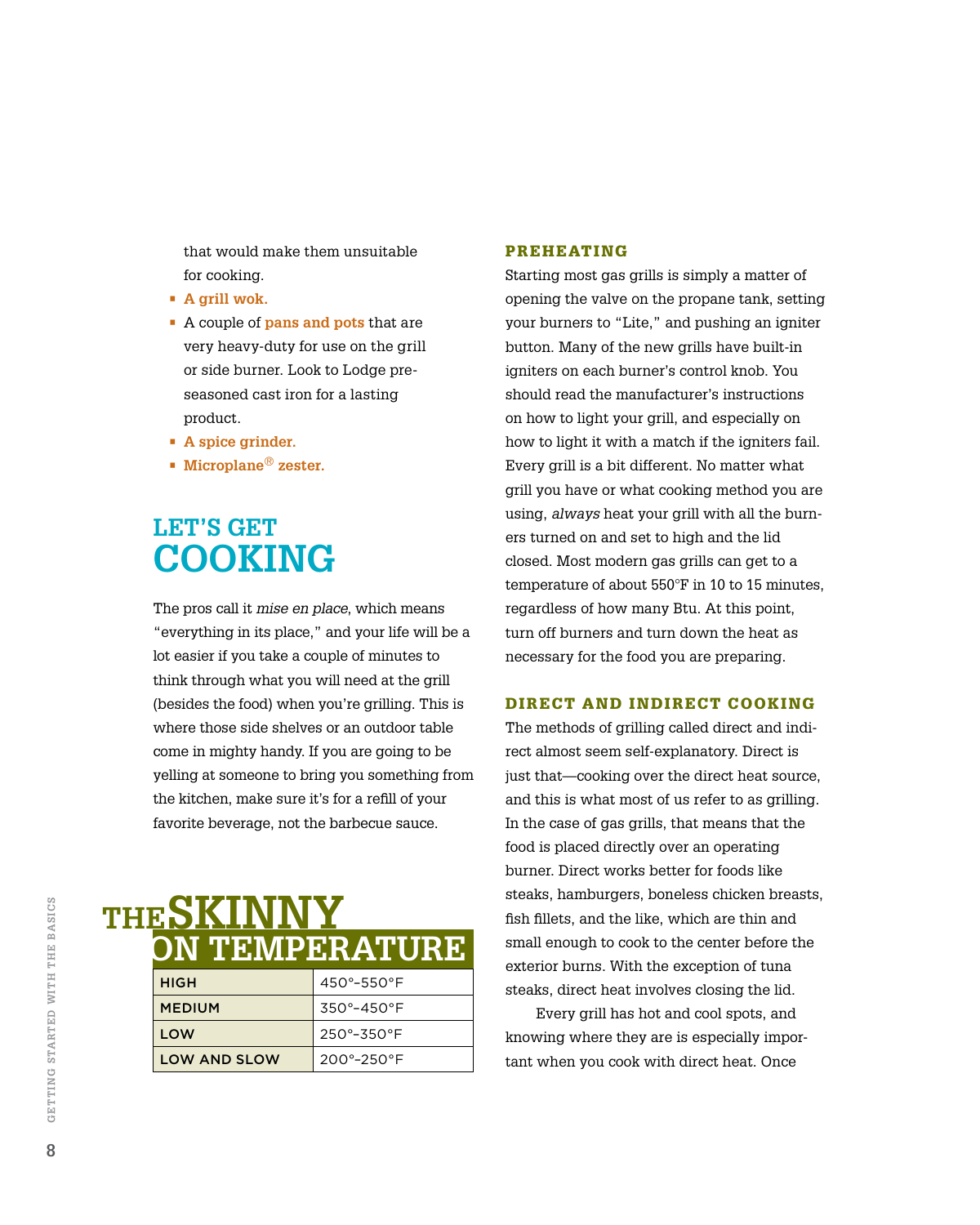that would make them unsuitable for cooking.

- **A grill wok.**
- A couple of **pans and pots** that are very heavy-duty for use on the grill or side burner. Look to Lodge pre-seasoned cast iron for a lasting product.
- **A spice grinder.**
- **Microplane® zester.**

## LET'S GET COOKING

The pros call it *mise en place*, which means "everything in its place," and your life will be a lot easier if you take a couple of minutes to think through what you will need at the grill (besides the food) when you're grilling. This is where those side shelves or an outdoor table come in mighty handy. If you are going to be yelling at someone to bring you something from the kitchen, make sure it's for a refill of your favorite beverage, not the barbecue sauce.

## THE SKINNY ON TEMPERATURE

| | |
|---|---|
| HIGH | 450°–550°F |
| MEDIUM | 350°–450°F |
| LOW | 250°–350°F |
| LOW AND SLOW | 200°–250°F |

### PREHEATING

Starting most gas grills is simply a matter of opening the valve on the propane tank, setting your burners to "Lite," and pushing an igniter button. Many of the new grills have built-in igniters on each burner's control knob. You should read the manufacturer's instructions on how to light your grill, and especially on how to light it with a match if the igniters fail. Every grill is a bit different. No matter what grill you have or what cooking method you are using, *always* heat your grill with all the burners turned on and set to high and the lid closed. Most modern gas grills can get to a temperature of about 550°F in 10 to 15 minutes, regardless of how many Btu. At this point, turn off burners and turn down the heat as necessary for the food you are preparing.

### DIRECT AND INDIRECT COOKING

The methods of grilling called direct and indirect almost seem self-explanatory. Direct is just that—cooking over the direct heat source, and this is what most of us refer to as grilling. In the case of gas grills, that means that the food is placed directly over an operating burner. Direct works better for foods like steaks, hamburgers, boneless chicken breasts, fish fillets, and the like, which are thin and small enough to cook to the center before the exterior burns. With the exception of tuna steaks, direct heat involves closing the lid.

Every grill has hot and cool spots, and knowing where they are is especially important when you cook with direct heat. Once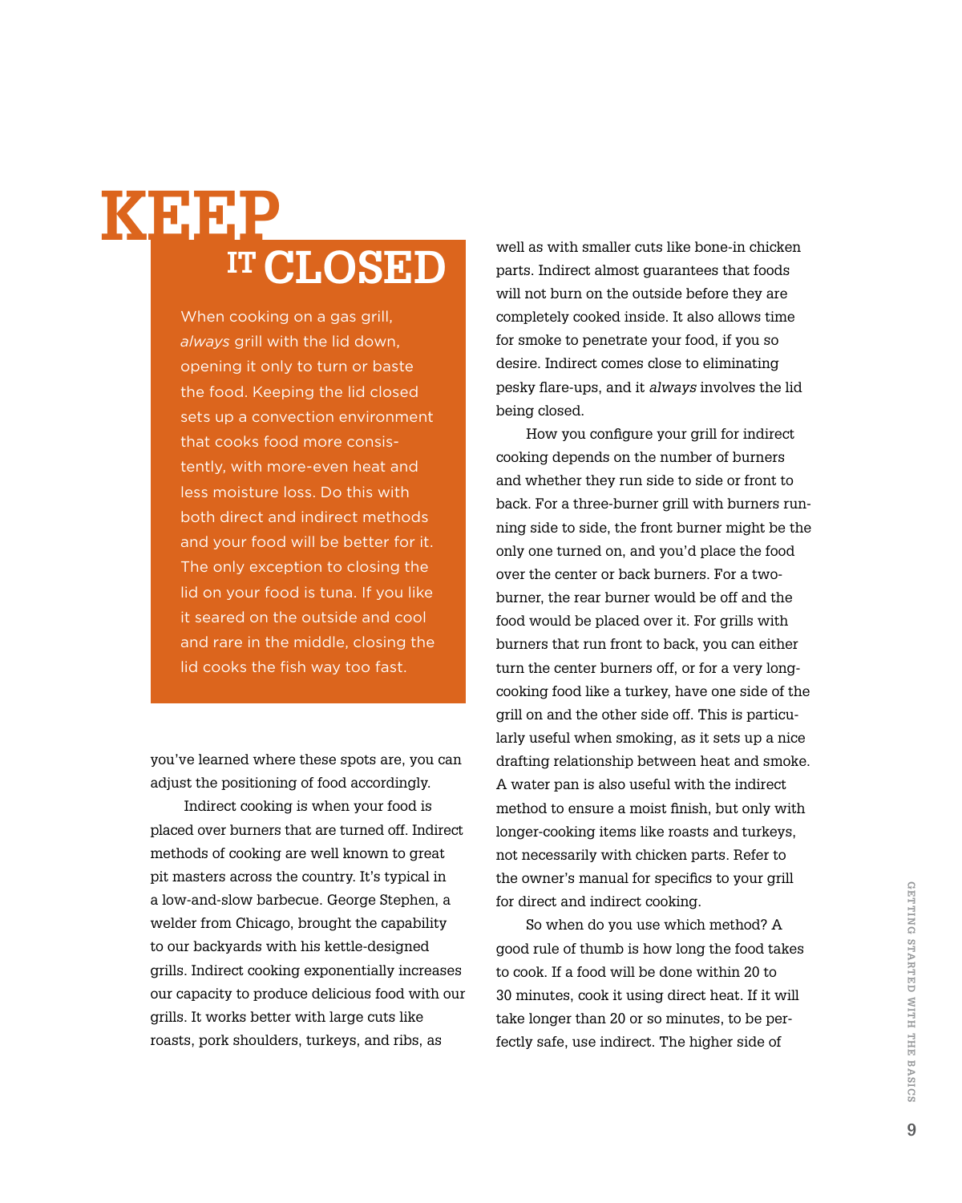## KEEP IT CLOSED

When cooking on a gas grill, *always* grill with the lid down, opening it only to turn or baste the food. Keeping the lid closed sets up a convection environment that cooks food more consistently, with more-even heat and less moisture loss. Do this with both direct and indirect methods and your food will be better for it. The only exception to closing the lid on your food is tuna. If you like it seared on the outside and cool and rare in the middle, closing the lid cooks the fish way too fast.

you've learned where these spots are, you can adjust the positioning of food accordingly.

Indirect cooking is when your food is placed over burners that are turned off. Indirect methods of cooking are well known to great pit masters across the country. It's typical in a low-and-slow barbecue. George Stephen, a welder from Chicago, brought the capability to our backyards with his kettle-designed grills. Indirect cooking exponentially increases our capacity to produce delicious food with our grills. It works better with large cuts like roasts, pork shoulders, turkeys, and ribs, as well as with smaller cuts like bone-in chicken parts. Indirect almost guarantees that foods will not burn on the outside before they are completely cooked inside. It also allows time for smoke to penetrate your food, if you so desire. Indirect comes close to eliminating pesky flare-ups, and it *always* involves the lid being closed.

How you configure your grill for indirect cooking depends on the number of burners and whether they run side to side or front to back. For a three-burner grill with burners running side to side, the front burner might be the only one turned on, and you'd place the food over the center or back burners. For a two-burner, the rear burner would be off and the food would be placed over it. For grills with burners that run front to back, you can either turn the center burners off, or for a very long-cooking food like a turkey, have one side of the grill on and the other side off. This is particularly useful when smoking, as it sets up a nice drafting relationship between heat and smoke. A water pan is also useful with the indirect method to ensure a moist finish, but only with longer-cooking items like roasts and turkeys, not necessarily with chicken parts. Refer to the owner's manual for specifics to your grill for direct and indirect cooking.

So when do you use which method? A good rule of thumb is how long the food takes to cook. If a food will be done within 20 to 30 minutes, cook it using direct heat. If it will take longer than 20 or so minutes, to be perfectly safe, use indirect. The higher side of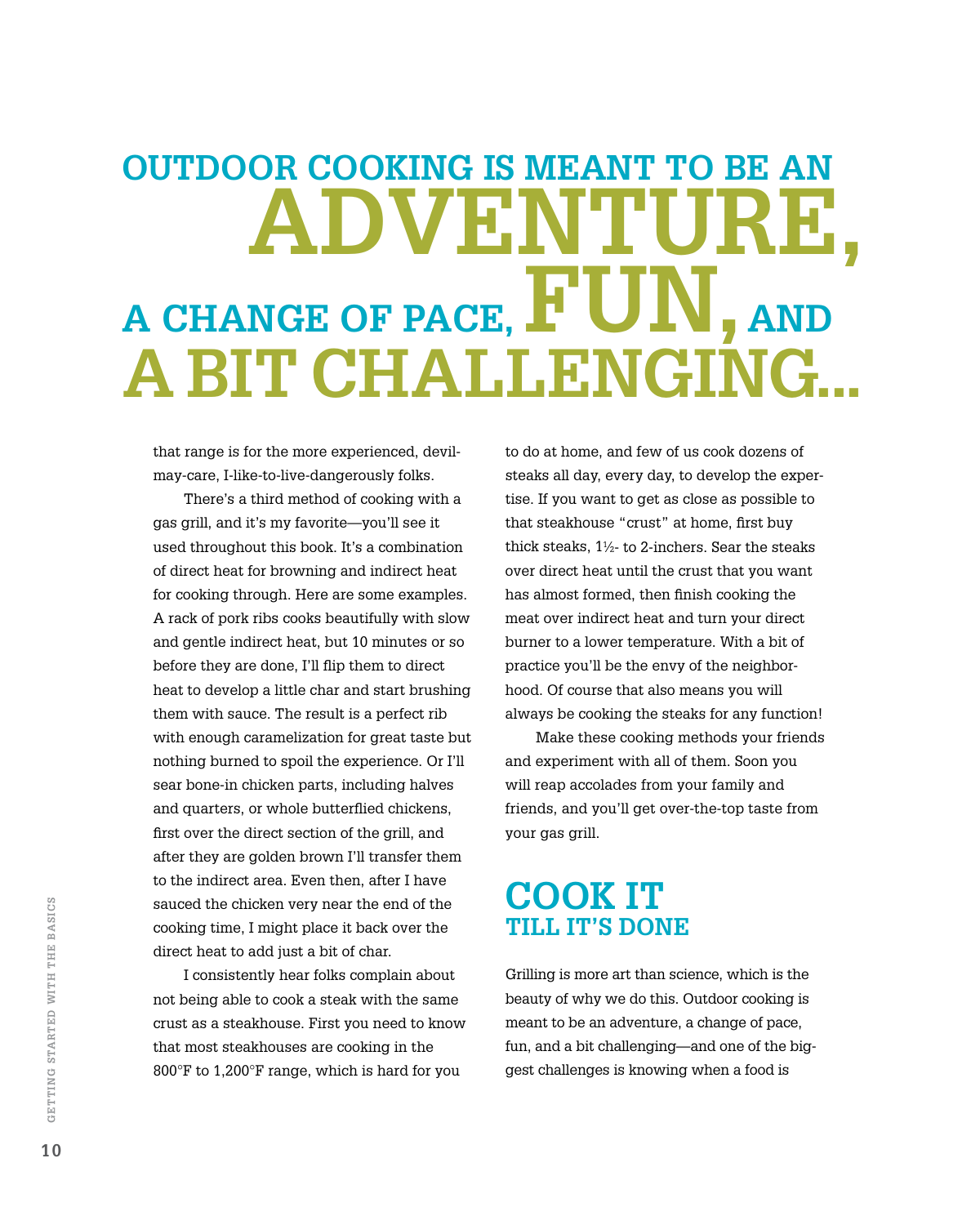# OUTDOOR COOKING IS MEANT TO BE AN ADVENTURE, A CHANGE OF PACE, FUN, AND A BIT CHALLENGING...

that range is for the more experienced, devil-may-care, I-like-to-live-dangerously folks.

There's a third method of cooking with a gas grill, and it's my favorite—you'll see it used throughout this book. It's a combination of direct heat for browning and indirect heat for cooking through. Here are some examples. A rack of pork ribs cooks beautifully with slow and gentle indirect heat, but 10 minutes or so before they are done, I'll flip them to direct heat to develop a little char and start brushing them with sauce. The result is a perfect rib with enough caramelization for great taste but nothing burned to spoil the experience. Or I'll sear bone-in chicken parts, including halves and quarters, or whole butterflied chickens, first over the direct section of the grill, and after they are golden brown I'll transfer them to the indirect area. Even then, after I have sauced the chicken very near the end of the cooking time, I might place it back over the direct heat to add just a bit of char.

I consistently hear folks complain about not being able to cook a steak with the same crust as a steakhouse. First you need to know that most steakhouses are cooking in the 800°F to 1,200°F range, which is hard for you to do at home, and few of us cook dozens of steaks all day, every day, to develop the expertise. If you want to get as close as possible to that steakhouse "crust" at home, first buy thick steaks, 1½- to 2-inchers. Sear the steaks over direct heat until the crust that you want has almost formed, then finish cooking the meat over indirect heat and turn your direct burner to a lower temperature. With a bit of practice you'll be the envy of the neighborhood. Of course that also means you will always be cooking the steaks for any function!

Make these cooking methods your friends and experiment with all of them. Soon you will reap accolades from your family and friends, and you'll get over-the-top taste from your gas grill.

## COOK IT TILL IT'S DONE

Grilling is more art than science, which is the beauty of why we do this. Outdoor cooking is meant to be an adventure, a change of pace, fun, and a bit challenging—and one of the biggest challenges is knowing when a food is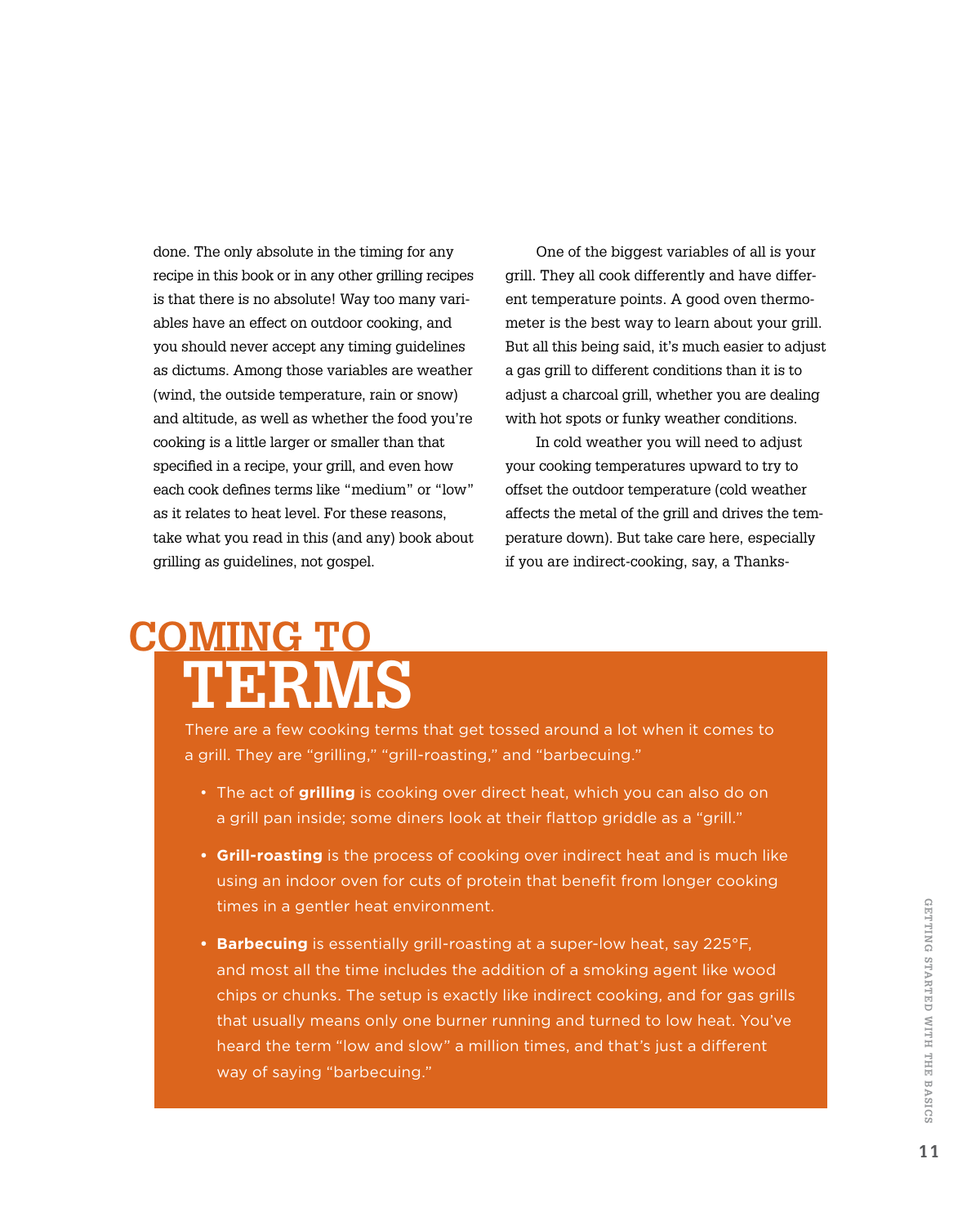done. The only absolute in the timing for any recipe in this book or in any other grilling recipes is that there is no absolute! Way too many variables have an effect on outdoor cooking, and you should never accept any timing guidelines as dictums. Among those variables are weather (wind, the outside temperature, rain or snow) and altitude, as well as whether the food you're cooking is a little larger or smaller than that specified in a recipe, your grill, and even how each cook defines terms like "medium" or "low" as it relates to heat level. For these reasons, take what you read in this (and any) book about grilling as guidelines, not gospel.

One of the biggest variables of all is your grill. They all cook differently and have different temperature points. A good oven thermometer is the best way to learn about your grill. But all this being said, it's much easier to adjust a gas grill to different conditions than it is to adjust a charcoal grill, whether you are dealing with hot spots or funky weather conditions.

In cold weather you will need to adjust your cooking temperatures upward to try to offset the outdoor temperature (cold weather affects the metal of the grill and drives the temperature down). But take care here, especially if you are indirect-cooking, say, a Thanks-

## COMING TO TERMS

There are a few cooking terms that get tossed around a lot when it comes to a grill. They are "grilling," "grill-roasting," and "barbecuing."

- The act of **grilling** is cooking over direct heat, which you can also do on a grill pan inside; some diners look at their flattop griddle as a "grill."
- **Grill-roasting** is the process of cooking over indirect heat and is much like using an indoor oven for cuts of protein that benefit from longer cooking times in a gentler heat environment.
- **Barbecuing** is essentially grill-roasting at a super-low heat, say 225°F, and most all the time includes the addition of a smoking agent like wood chips or chunks. The setup is exactly like indirect cooking, and for gas grills that usually means only one burner running and turned to low heat. You've heard the term "low and slow" a million times, and that's just a different way of saying "barbecuing."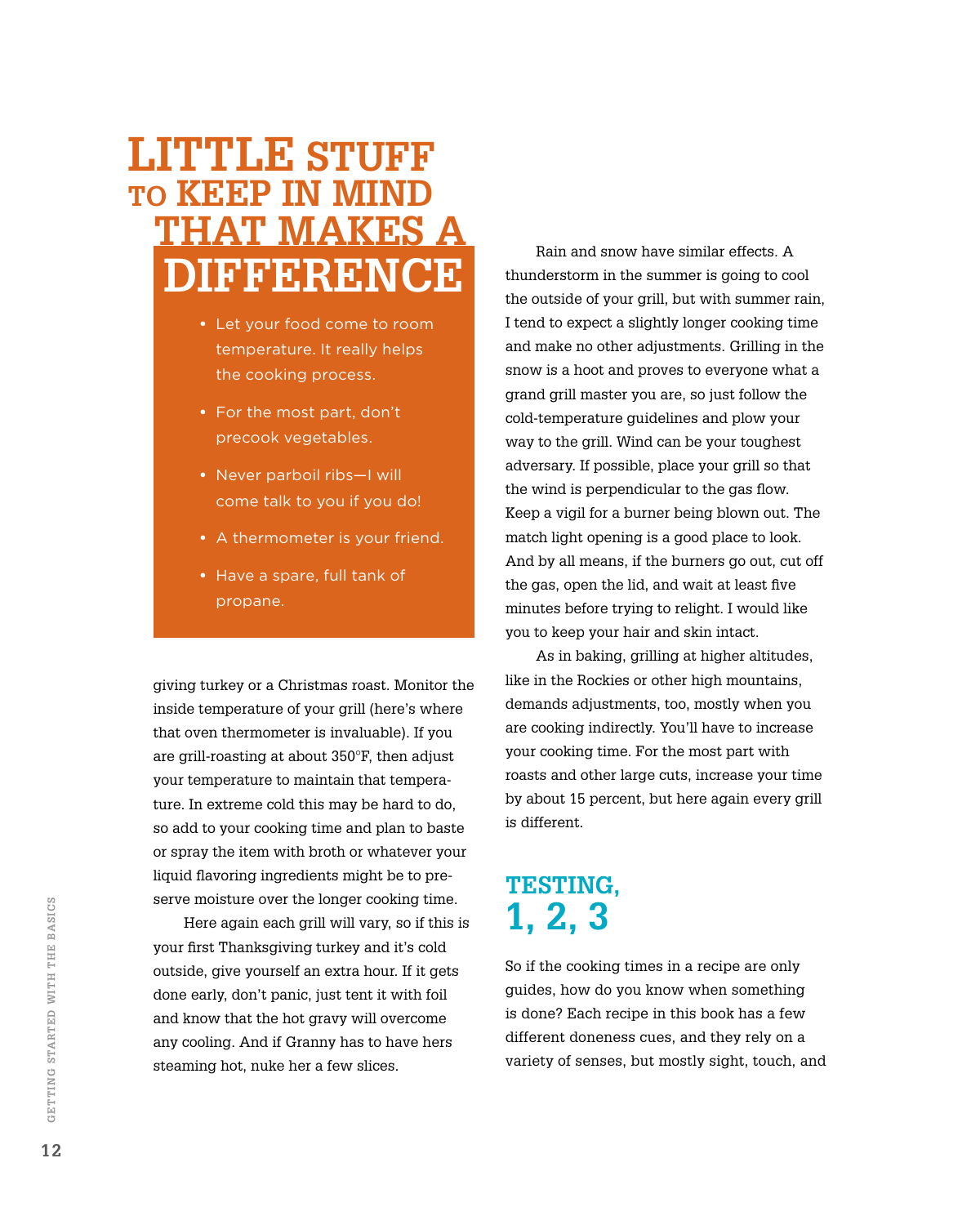## LITTLE STUFF TO KEEP IN MIND THAT MAKES A DIFFERENCE

- Let your food come to room temperature. It really helps the cooking process.
- For the most part, don't precook vegetables.
- Never parboil ribs—I will come talk to you if you do!
- A thermometer is your friend.
- Have a spare, full tank of propane.

giving turkey or a Christmas roast. Monitor the inside temperature of your grill (here's where that oven thermometer is invaluable). If you are grill-roasting at about 350°F, then adjust your temperature to maintain that temperature. In extreme cold this may be hard to do, so add to your cooking time and plan to baste or spray the item with broth or whatever your liquid flavoring ingredients might be to preserve moisture over the longer cooking time.

Here again each grill will vary, so if this is your first Thanksgiving turkey and it's cold outside, give yourself an extra hour. If it gets done early, don't panic, just tent it with foil and know that the hot gravy will overcome any cooling. And if Granny has to have hers steaming hot, nuke her a few slices.

Rain and snow have similar effects. A thunderstorm in the summer is going to cool the outside of your grill, but with summer rain, I tend to expect a slightly longer cooking time and make no other adjustments. Grilling in the snow is a hoot and proves to everyone what a grand grill master you are, so just follow the cold-temperature guidelines and plow your way to the grill. Wind can be your toughest adversary. If possible, place your grill so that the wind is perpendicular to the gas flow. Keep a vigil for a burner being blown out. The match light opening is a good place to look. And by all means, if the burners go out, cut off the gas, open the lid, and wait at least five minutes before trying to relight. I would like you to keep your hair and skin intact.

As in baking, grilling at higher altitudes, like in the Rockies or other high mountains, demands adjustments, too, mostly when you are cooking indirectly. You'll have to increase your cooking time. For the most part with roasts and other large cuts, increase your time by about 15 percent, but here again every grill is different.

## TESTING, 1, 2, 3

So if the cooking times in a recipe are only guides, how do you know when something is done? Each recipe in this book has a few different doneness cues, and they rely on a variety of senses, but mostly sight, touch, and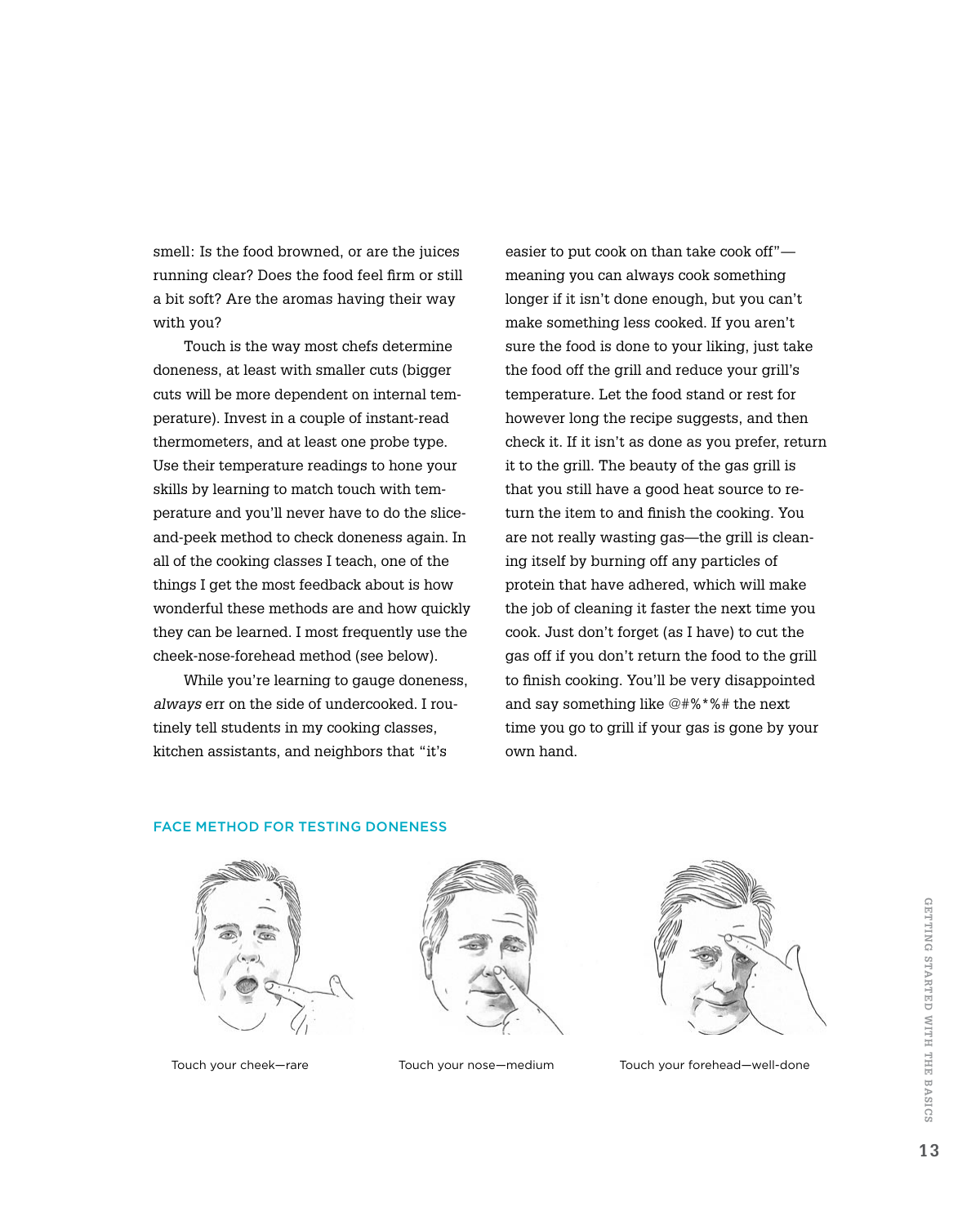smell: Is the food browned, or are the juices running clear? Does the food feel firm or still a bit soft? Are the aromas having their way with you?

Touch is the way most chefs determine doneness, at least with smaller cuts (bigger cuts will be more dependent on internal temperature). Invest in a couple of instant-read thermometers, and at least one probe type. Use their temperature readings to hone your skills by learning to match touch with temperature and you'll never have to do the slice-and-peek method to check doneness again. In all of the cooking classes I teach, one of the things I get the most feedback about is how wonderful these methods are and how quickly they can be learned. I most frequently use the cheek-nose-forehead method (see below).

While you're learning to gauge doneness, *always* err on the side of undercooked. I routinely tell students in my cooking classes, kitchen assistants, and neighbors that "it's easier to put cook on than take cook off"—meaning you can always cook something longer if it isn't done enough, but you can't make something less cooked. If you aren't sure the food is done to your liking, just take the food off the grill and reduce your grill's temperature. Let the food stand or rest for however long the recipe suggests, and then check it. If it isn't as done as you prefer, return it to the grill. The beauty of the gas grill is that you still have a good heat source to return the item to and finish the cooking. You are not really wasting gas—the grill is cleaning itself by burning off any particles of protein that have adhered, which will make the job of cleaning it faster the next time you cook. Just don't forget (as I have) to cut the gas off if you don't return the food to the grill to finish cooking. You'll be very disappointed and say something like @#%*%# the next time you go to grill if your gas is gone by your own hand.

### FACE METHOD FOR TESTING DONENESS

Touch your cheek—rare

Touch your nose—medium

Touch your forehead—well-done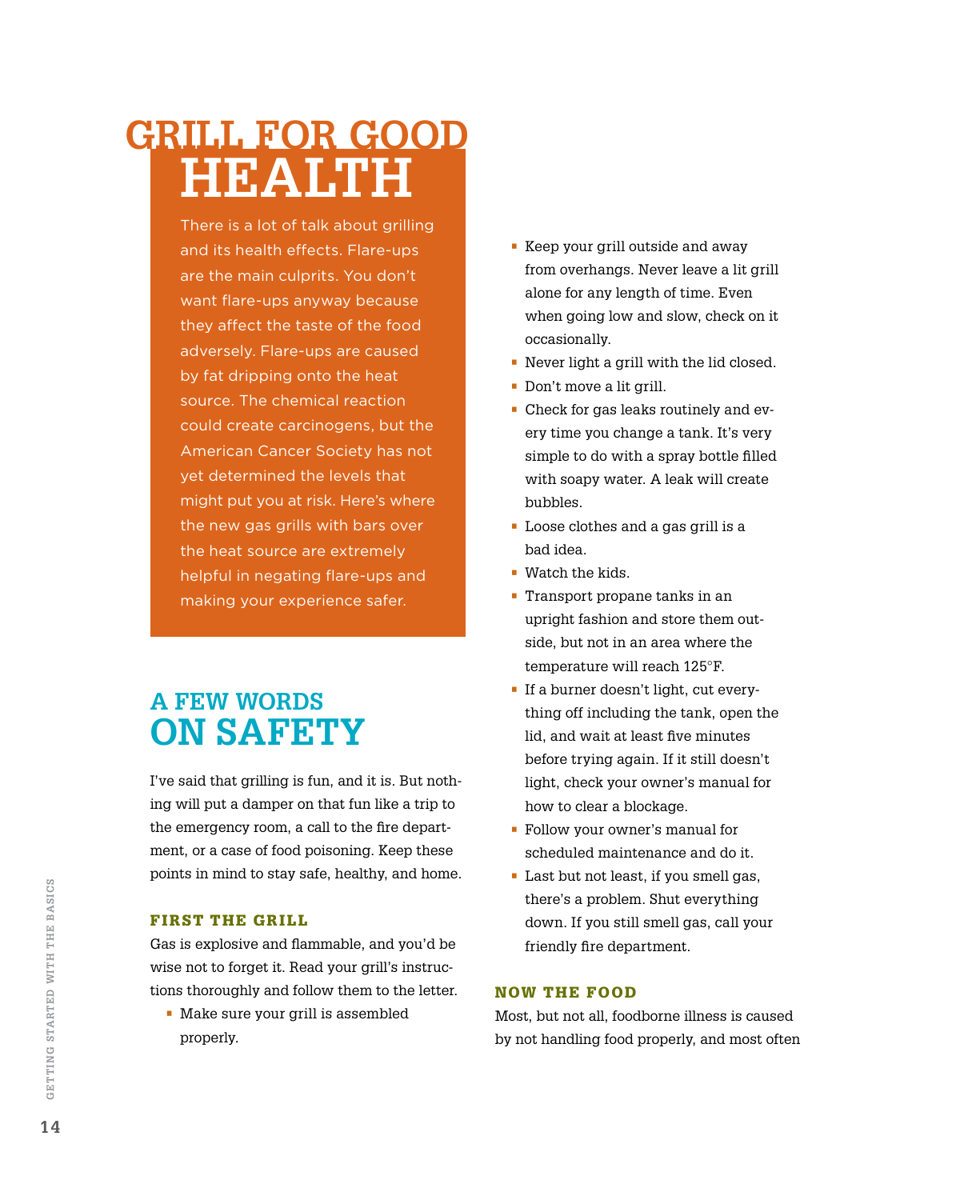# GRILL FOR GOOD HEALTH

There is a lot of talk about grilling and its health effects. Flare-ups are the main culprits. You don't want flare-ups anyway because they affect the taste of the food adversely. Flare-ups are caused by fat dripping onto the heat source. The chemical reaction could create carcinogens, but the American Cancer Society has not yet determined the levels that might put you at risk. Here's where the new gas grills with bars over the heat source are extremely helpful in negating flare-ups and making your experience safer.

# A FEW WORDS ON SAFETY

I've said that grilling is fun, and it is. But nothing will put a damper on that fun like a trip to the emergency room, a call to the fire department, or a case of food poisoning. Keep these points in mind to stay safe, healthy, and home.

### FIRST THE GRILL

Gas is explosive and flammable, and you'd be wise not to forget it. Read your grill's instructions thoroughly and follow them to the letter.

- Make sure your grill is assembled properly.
- Keep your grill outside and away from overhangs. Never leave a lit grill alone for any length of time. Even when going low and slow, check on it occasionally.
- Never light a grill with the lid closed.
- Don't move a lit grill.
- Check for gas leaks routinely and every time you change a tank. It's very simple to do with a spray bottle filled with soapy water. A leak will create bubbles.
- Loose clothes and a gas grill is a bad idea.
- Watch the kids.
- Transport propane tanks in an upright fashion and store them outside, but not in an area where the temperature will reach 125°F.
- If a burner doesn't light, cut everything off including the tank, open the lid, and wait at least five minutes before trying again. If it still doesn't light, check your owner's manual for how to clear a blockage.
- Follow your owner's manual for scheduled maintenance and do it.
- Last but not least, if you smell gas, there's a problem. Shut everything down. If you still smell gas, call your friendly fire department.

### NOW THE FOOD

Most, but not all, foodborne illness is caused by not handling food properly, and most often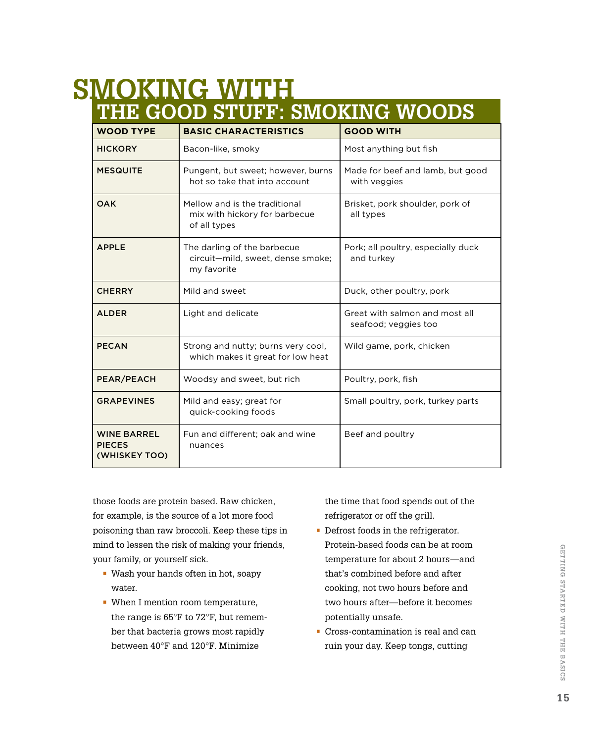## SMOKING WITH THE GOOD STUFF: SMOKING WOODS

| WOOD TYPE | BASIC CHARACTERISTICS | GOOD WITH |
|---|---|---|
| HICKORY | Bacon-like, smoky | Most anything but fish |
| MESQUITE | Pungent, but sweet; however, burns hot so take that into account | Made for beef and lamb, but good with veggies |
| OAK | Mellow and is the traditional mix with hickory for barbecue of all types | Brisket, pork shoulder, pork of all types |
| APPLE | The darling of the barbecue circuit—mild, sweet, dense smoke; my favorite | Pork; all poultry, especially duck and turkey |
| CHERRY | Mild and sweet | Duck, other poultry, pork |
| ALDER | Light and delicate | Great with salmon and most all seafood; veggies too |
| PECAN | Strong and nutty; burns very cool, which makes it great for low heat | Wild game, pork, chicken |
| PEAR/PEACH | Woodsy and sweet, but rich | Poultry, pork, fish |
| GRAPEVINES | Mild and easy; great for quick-cooking foods | Small poultry, pork, turkey parts |
| WINE BARREL PIECES (WHISKEY TOO) | Fun and different; oak and wine nuances | Beef and poultry |

those foods are protein based. Raw chicken, for example, is the source of a lot more food poisoning than raw broccoli. Keep these tips in mind to lessen the risk of making your friends, your family, or yourself sick.

- Wash your hands often in hot, soapy water.
- When I mention room temperature, the range is 65°F to 72°F, but remember that bacteria grows most rapidly between 40°F and 120°F. Minimize the time that food spends out of the refrigerator or off the grill.
- Defrost foods in the refrigerator. Protein-based foods can be at room temperature for about 2 hours—and that's combined before and after cooking, not two hours before and two hours after—before it becomes potentially unsafe.
- Cross-contamination is real and can ruin your day. Keep tongs, cutting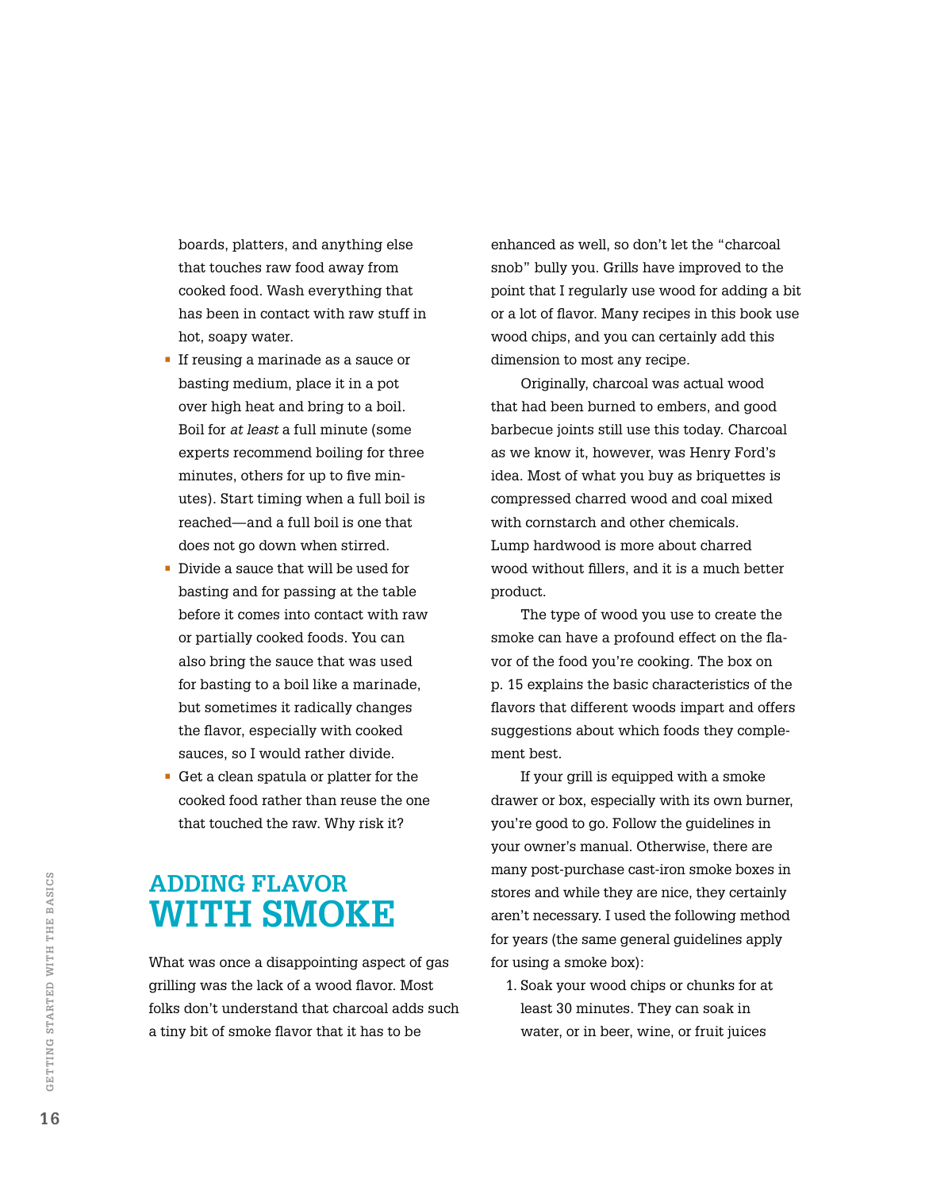boards, platters, and anything else that touches raw food away from cooked food. Wash everything that has been in contact with raw stuff in hot, soapy water.

- If reusing a marinade as a sauce or basting medium, place it in a pot over high heat and bring to a boil. Boil for *at least* a full minute (some experts recommend boiling for three minutes, others for up to five minutes). Start timing when a full boil is reached—and a full boil is one that does not go down when stirred.
- Divide a sauce that will be used for basting and for passing at the table before it comes into contact with raw or partially cooked foods. You can also bring the sauce that was used for basting to a boil like a marinade, but sometimes it radically changes the flavor, especially with cooked sauces, so I would rather divide.
- Get a clean spatula or platter for the cooked food rather than reuse the one that touched the raw. Why risk it?

## ADDING FLAVOR WITH SMOKE

What was once a disappointing aspect of gas grilling was the lack of a wood flavor. Most folks don't understand that charcoal adds such a tiny bit of smoke flavor that it has to be enhanced as well, so don't let the "charcoal snob" bully you. Grills have improved to the point that I regularly use wood for adding a bit or a lot of flavor. Many recipes in this book use wood chips, and you can certainly add this dimension to most any recipe.

Originally, charcoal was actual wood that had been burned to embers, and good barbecue joints still use this today. Charcoal as we know it, however, was Henry Ford's idea. Most of what you buy as briquettes is compressed charred wood and coal mixed with cornstarch and other chemicals. Lump hardwood is more about charred wood without fillers, and it is a much better product.

The type of wood you use to create the smoke can have a profound effect on the flavor of the food you're cooking. The box on p. 15 explains the basic characteristics of the flavors that different woods impart and offers suggestions about which foods they complement best.

If your grill is equipped with a smoke drawer or box, especially with its own burner, you're good to go. Follow the guidelines in your owner's manual. Otherwise, there are many post-purchase cast-iron smoke boxes in stores and while they are nice, they certainly aren't necessary. I used the following method for years (the same general guidelines apply for using a smoke box):

1. Soak your wood chips or chunks for at least 30 minutes. They can soak in water, or in beer, wine, or fruit juices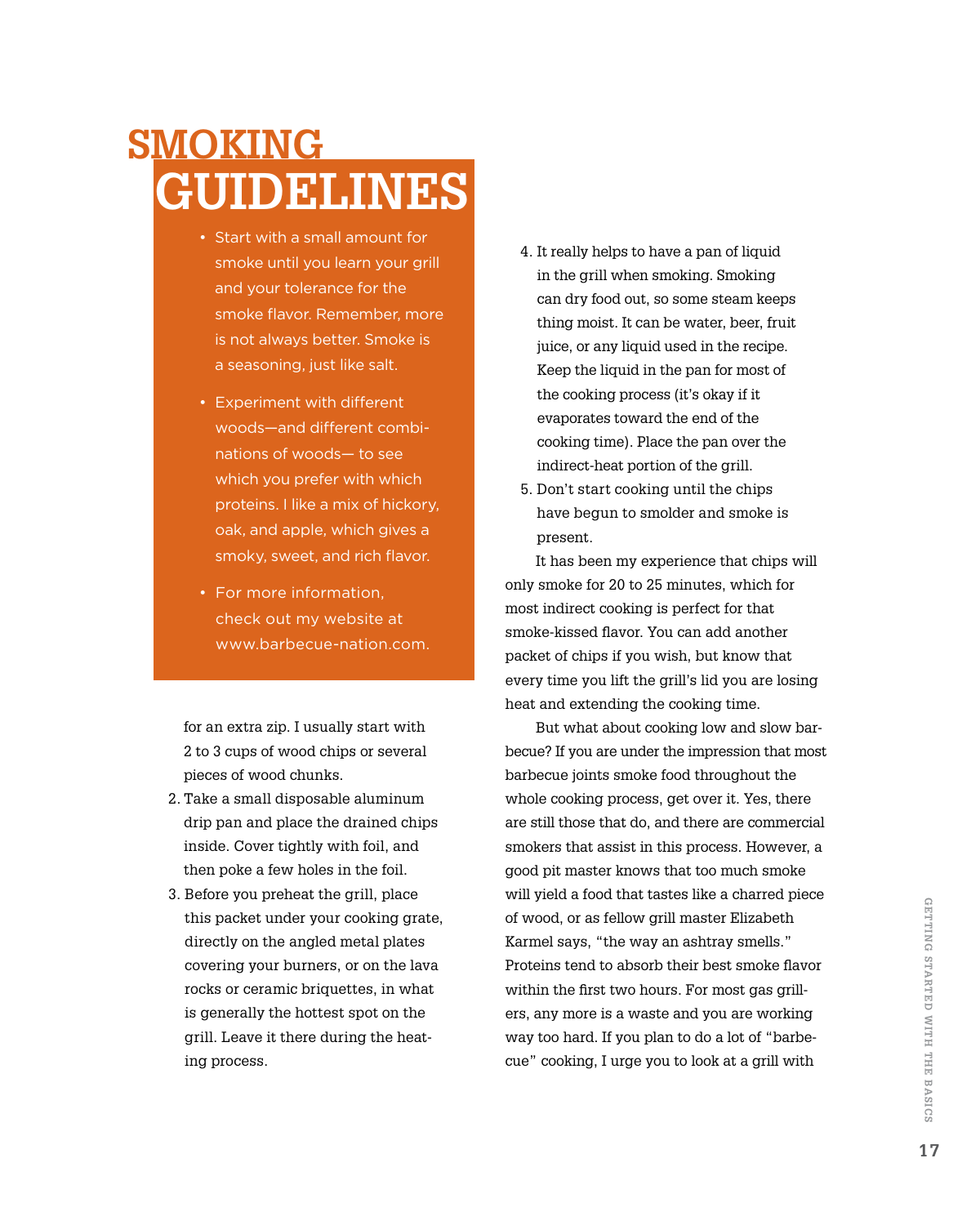# SMOKING GUIDELINES

- Start with a small amount for smoke until you learn your grill and your tolerance for the smoke flavor. Remember, more is not always better. Smoke is a seasoning, just like salt.
- Experiment with different woods—and different combinations of woods— to see which you prefer with which proteins. I like a mix of hickory, oak, and apple, which gives a smoky, sweet, and rich flavor.
- For more information, check out my website at www.barbecue-nation.com.

for an extra zip. I usually start with 2 to 3 cups of wood chips or several pieces of wood chunks.

2. Take a small disposable aluminum drip pan and place the drained chips inside. Cover tightly with foil, and then poke a few holes in the foil.
3. Before you preheat the grill, place this packet under your cooking grate, directly on the angled metal plates covering your burners, or on the lava rocks or ceramic briquettes, in what is generally the hottest spot on the grill. Leave it there during the heating process.
4. It really helps to have a pan of liquid in the grill when smoking. Smoking can dry food out, so some steam keeps thing moist. It can be water, beer, fruit juice, or any liquid used in the recipe. Keep the liquid in the pan for most of the cooking process (it's okay if it evaporates toward the end of the cooking time). Place the pan over the indirect-heat portion of the grill.
5. Don't start cooking until the chips have begun to smolder and smoke is present.

It has been my experience that chips will only smoke for 20 to 25 minutes, which for most indirect cooking is perfect for that smoke-kissed flavor. You can add another packet of chips if you wish, but know that every time you lift the grill's lid you are losing heat and extending the cooking time.

But what about cooking low and slow barbecue? If you are under the impression that most barbecue joints smoke food throughout the whole cooking process, get over it. Yes, there are still those that do, and there are commercial smokers that assist in this process. However, a good pit master knows that too much smoke will yield a food that tastes like a charred piece of wood, or as fellow grill master Elizabeth Karmel says, "the way an ashtray smells." Proteins tend to absorb their best smoke flavor within the first two hours. For most gas grillers, any more is a waste and you are working way too hard. If you plan to do a lot of "barbecue" cooking, I urge you to look at a grill with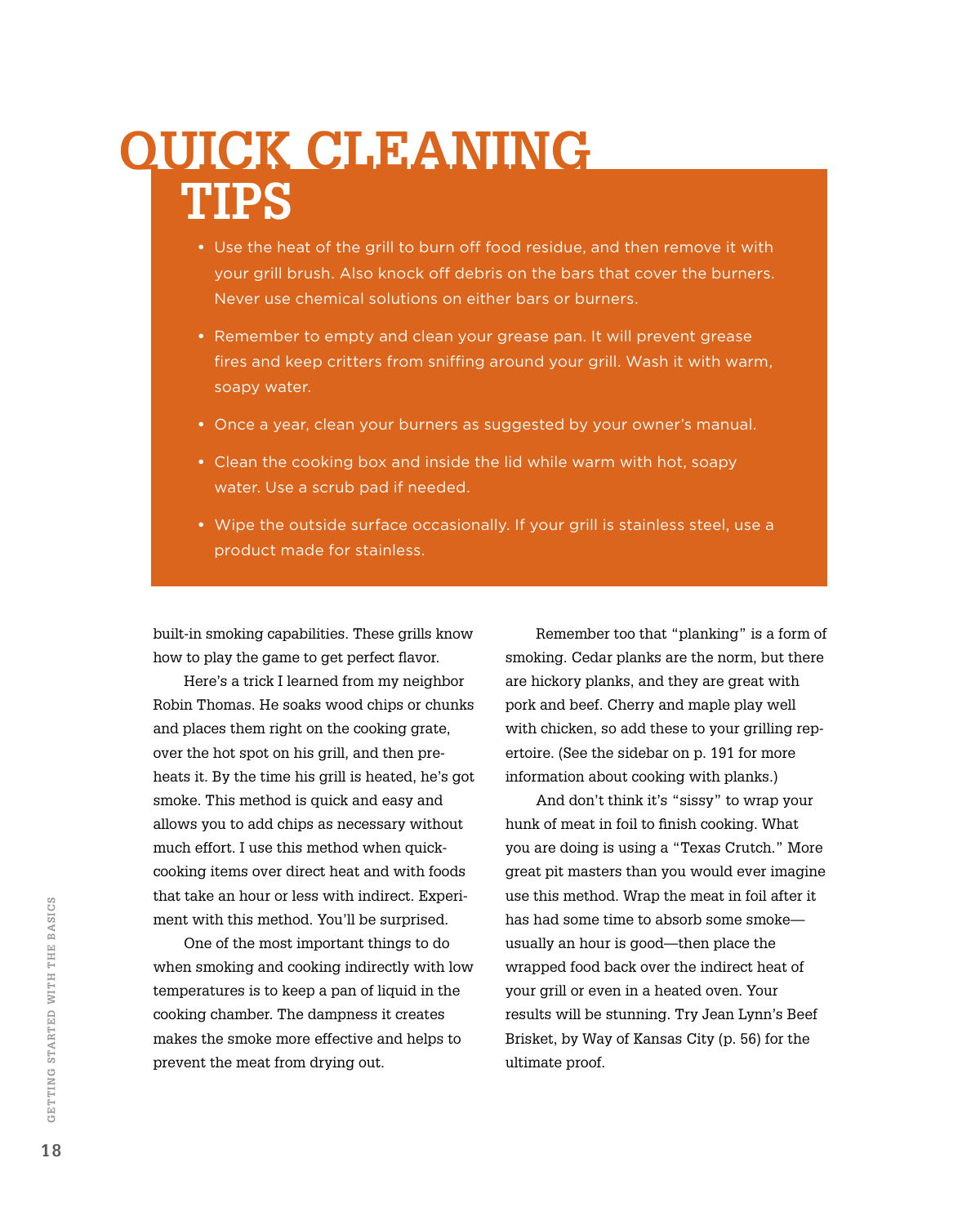## QUICK CLEANING TIPS

- Use the heat of the grill to burn off food residue, and then remove it with your grill brush. Also knock off debris on the bars that cover the burners. Never use chemical solutions on either bars or burners.
- Remember to empty and clean your grease pan. It will prevent grease fires and keep critters from sniffing around your grill. Wash it with warm, soapy water.
- Once a year, clean your burners as suggested by your owner's manual.
- Clean the cooking box and inside the lid while warm with hot, soapy water. Use a scrub pad if needed.
- Wipe the outside surface occasionally. If your grill is stainless steel, use a product made for stainless.

built-in smoking capabilities. These grills know how to play the game to get perfect flavor.

Here's a trick I learned from my neighbor Robin Thomas. He soaks wood chips or chunks and places them right on the cooking grate, over the hot spot on his grill, and then preheats it. By the time his grill is heated, he's got smoke. This method is quick and easy and allows you to add chips as necessary without much effort. I use this method when quick-cooking items over direct heat and with foods that take an hour or less with indirect. Experiment with this method. You'll be surprised.

One of the most important things to do when smoking and cooking indirectly with low temperatures is to keep a pan of liquid in the cooking chamber. The dampness it creates makes the smoke more effective and helps to prevent the meat from drying out.

Remember too that "planking" is a form of smoking. Cedar planks are the norm, but there are hickory planks, and they are great with pork and beef. Cherry and maple play well with chicken, so add these to your grilling repertoire. (See the sidebar on p. 191 for more information about cooking with planks.)

And don't think it's "sissy" to wrap your hunk of meat in foil to finish cooking. What you are doing is using a "Texas Crutch." More great pit masters than you would ever imagine use this method. Wrap the meat in foil after it has had some time to absorb some smoke—usually an hour is good—then place the wrapped food back over the indirect heat of your grill or even in a heated oven. Your results will be stunning. Try Jean Lynn's Beef Brisket, by Way of Kansas City (p. 56) for the ultimate proof.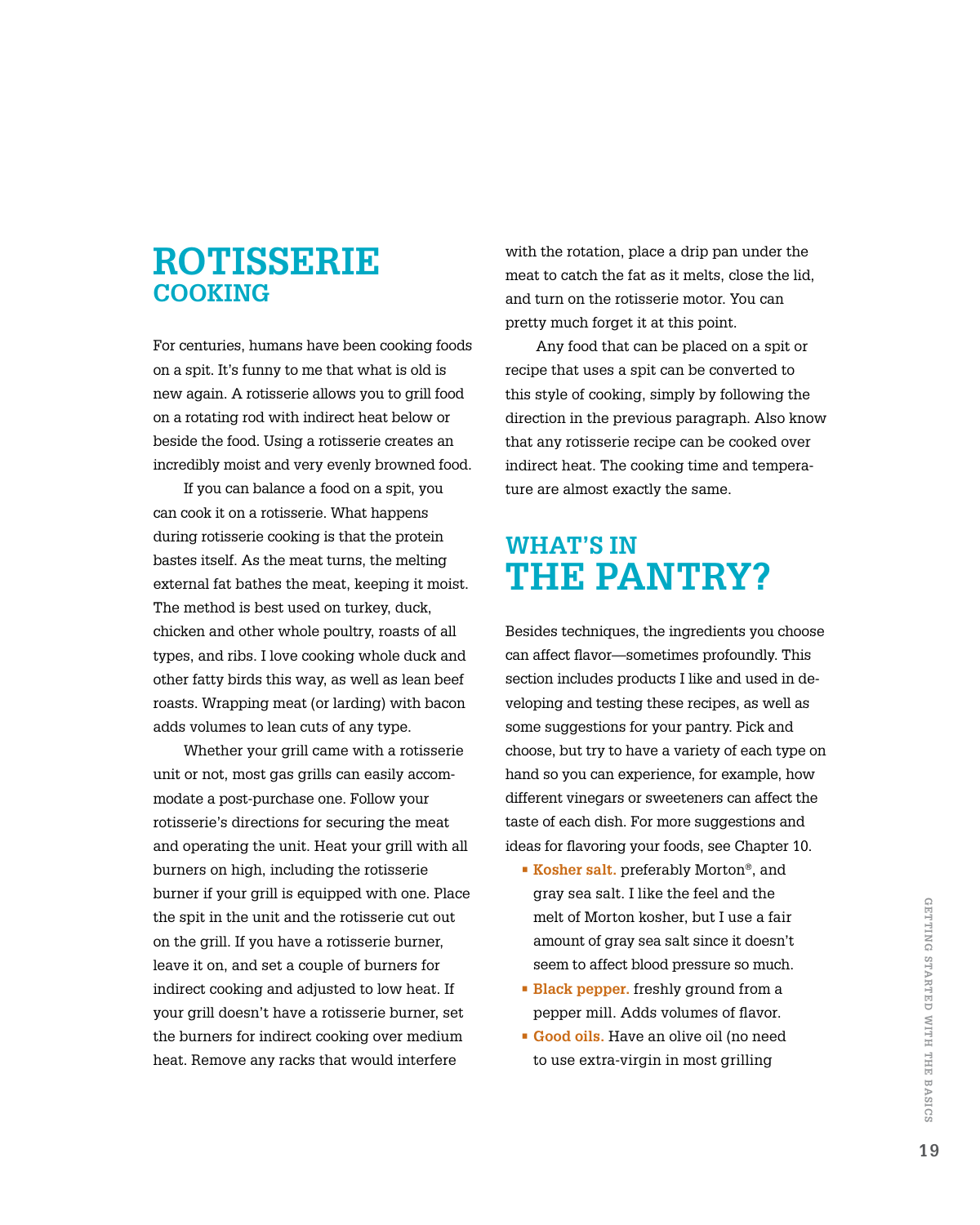# ROTISSERIE COOKING

For centuries, humans have been cooking foods on a spit. It's funny to me that what is old is new again. A rotisserie allows you to grill food on a rotating rod with indirect heat below or beside the food. Using a rotisserie creates an incredibly moist and very evenly browned food.

If you can balance a food on a spit, you can cook it on a rotisserie. What happens during rotisserie cooking is that the protein bastes itself. As the meat turns, the melting external fat bathes the meat, keeping it moist. The method is best used on turkey, duck, chicken and other whole poultry, roasts of all types, and ribs. I love cooking whole duck and other fatty birds this way, as well as lean beef roasts. Wrapping meat (or larding) with bacon adds volumes to lean cuts of any type.

Whether your grill came with a rotisserie unit or not, most gas grills can easily accommodate a post-purchase one. Follow your rotisserie's directions for securing the meat and operating the unit. Heat your grill with all burners on high, including the rotisserie burner if your grill is equipped with one. Place the spit in the unit and the rotisserie cut out on the grill. If you have a rotisserie burner, leave it on, and set a couple of burners for indirect cooking and adjusted to low heat. If your grill doesn't have a rotisserie burner, set the burners for indirect cooking over medium heat. Remove any racks that would interfere with the rotation, place a drip pan under the meat to catch the fat as it melts, close the lid, and turn on the rotisserie motor. You can pretty much forget it at this point.

Any food that can be placed on a spit or recipe that uses a spit can be converted to this style of cooking, simply by following the direction in the previous paragraph. Also know that any rotisserie recipe can be cooked over indirect heat. The cooking time and temperature are almost exactly the same.

# WHAT'S IN THE PANTRY?

Besides techniques, the ingredients you choose can affect flavor—sometimes profoundly. This section includes products I like and used in developing and testing these recipes, as well as some suggestions for your pantry. Pick and choose, but try to have a variety of each type on hand so you can experience, for example, how different vinegars or sweeteners can affect the taste of each dish. For more suggestions and ideas for flavoring your foods, see Chapter 10.

- **Kosher salt.** preferably Morton®, and gray sea salt. I like the feel and the melt of Morton kosher, but I use a fair amount of gray sea salt since it doesn't seem to affect blood pressure so much.
- **Black pepper.** freshly ground from a pepper mill. Adds volumes of flavor.
- **Good oils.** Have an olive oil (no need to use extra-virgin in most grilling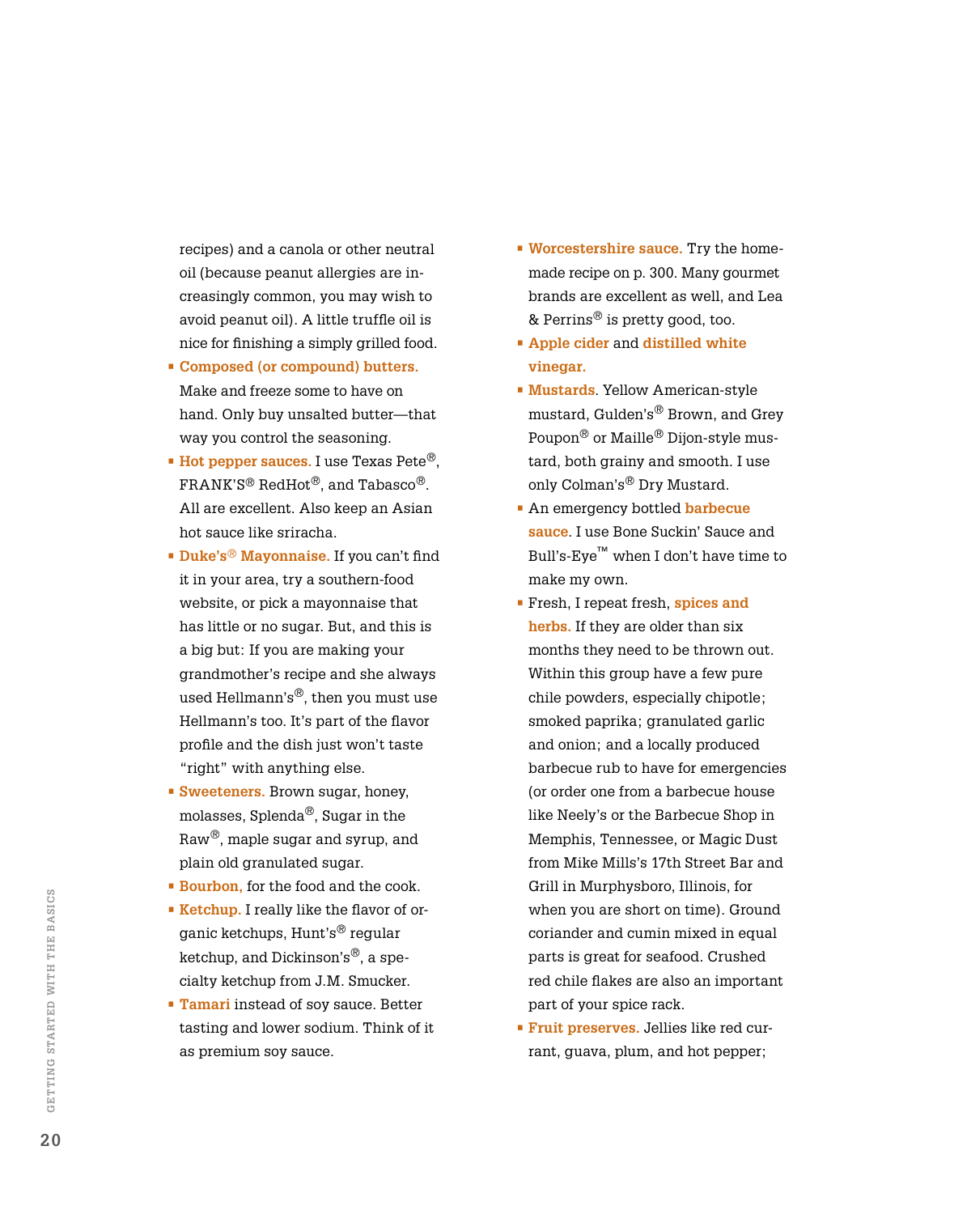recipes) and a canola or other neutral oil (because peanut allergies are increasingly common, you may wish to avoid peanut oil). A little truffle oil is nice for finishing a simply grilled food.

- **Composed (or compound) butters.** Make and freeze some to have on hand. Only buy unsalted butter—that way you control the seasoning.
- **Hot pepper sauces.** I use Texas Pete®, FRANK'S® RedHot®, and Tabasco®. All are excellent. Also keep an Asian hot sauce like sriracha.
- **Duke's® Mayonnaise.** If you can't find it in your area, try a southern-food website, or pick a mayonnaise that has little or no sugar. But, and this is a big but: If you are making your grandmother's recipe and she always used Hellmann's®, then you must use Hellmann's too. It's part of the flavor profile and the dish just won't taste "right" with anything else.
- **Sweeteners.** Brown sugar, honey, molasses, Splenda®, Sugar in the Raw®, maple sugar and syrup, and plain old granulated sugar.
- **Bourbon,** for the food and the cook.
- **Ketchup.** I really like the flavor of organic ketchups, Hunt's® regular ketchup, and Dickinson's®, a specialty ketchup from J.M. Smucker.
- **Tamari** instead of soy sauce. Better tasting and lower sodium. Think of it as premium soy sauce.
- **Worcestershire sauce.** Try the homemade recipe on p. 300. Many gourmet brands are excellent as well, and Lea & Perrins® is pretty good, too.
- **Apple cider** and **distilled white vinegar.**
- **Mustards**. Yellow American-style mustard, Gulden's® Brown, and Grey Poupon® or Maille® Dijon-style mustard, both grainy and smooth. I use only Colman's® Dry Mustard.
- An emergency bottled **barbecue sauce**. I use Bone Suckin' Sauce and Bull's-Eye™ when I don't have time to make my own.
- Fresh, I repeat fresh, **spices and herbs.** If they are older than six months they need to be thrown out. Within this group have a few pure chile powders, especially chipotle; smoked paprika; granulated garlic and onion; and a locally produced barbecue rub to have for emergencies (or order one from a barbecue house like Neely's or the Barbecue Shop in Memphis, Tennessee, or Magic Dust from Mike Mills's 17th Street Bar and Grill in Murphysboro, Illinois, for when you are short on time). Ground coriander and cumin mixed in equal parts is great for seafood. Crushed red chile flakes are also an important part of your spice rack.
- **Fruit preserves.** Jellies like red currant, guava, plum, and hot pepper;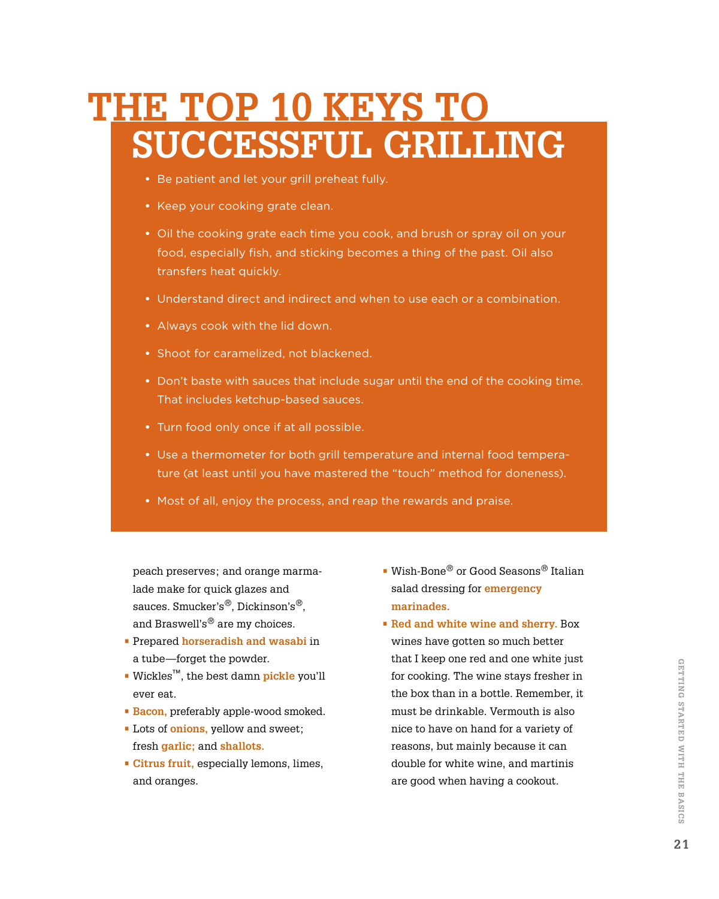# THE TOP 10 KEYS TO SUCCESSFUL GRILLING

- Be patient and let your grill preheat fully.
- Keep your cooking grate clean.
- Oil the cooking grate each time you cook, and brush or spray oil on your food, especially fish, and sticking becomes a thing of the past. Oil also transfers heat quickly.
- Understand direct and indirect and when to use each or a combination.
- Always cook with the lid down.
- Shoot for caramelized, not blackened.
- Don't baste with sauces that include sugar until the end of the cooking time. That includes ketchup-based sauces.
- Turn food only once if at all possible.
- Use a thermometer for both grill temperature and internal food temperature (at least until you have mastered the "touch" method for doneness).
- Most of all, enjoy the process, and reap the rewards and praise.

peach preserves; and orange marmalade make for quick glazes and sauces. Smucker's®, Dickinson's®, and Braswell's® are my choices.

- Prepared **horseradish and wasabi** in a tube—forget the powder.
- Wickles™, the best damn **pickle** you'll ever eat.
- **Bacon,** preferably apple-wood smoked.
- Lots of **onions,** yellow and sweet; fresh **garlic;** and **shallots.**
- **Citrus fruit,** especially lemons, limes, and oranges.
- Wish-Bone® or Good Seasons® Italian salad dressing for **emergency marinades.**
- **Red and white wine and sherry.** Box wines have gotten so much better that I keep one red and one white just for cooking. The wine stays fresher in the box than in a bottle. Remember, it must be drinkable. Vermouth is also nice to have on hand for a variety of reasons, but mainly because it can double for white wine, and martinis are good when having a cookout.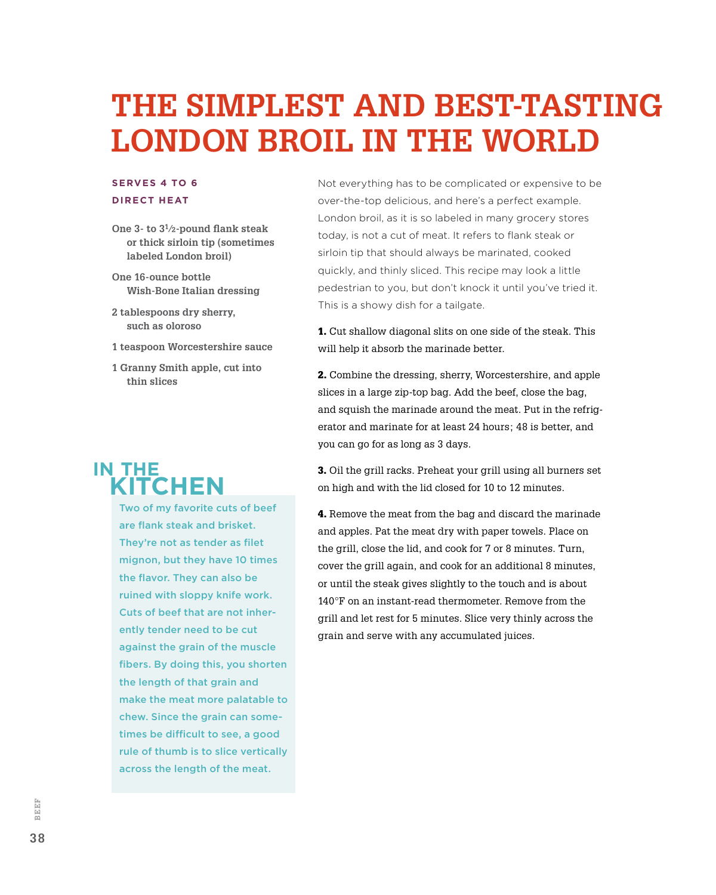# THE SIMPLEST AND BEST-TASTING LONDON BROIL IN THE WORLD

**SERVES 4 TO 6**
**DIRECT HEAT**

**One 3- to 3½-pound flank steak or thick sirloin tip (sometimes labeled London broil)**

**One 16-ounce bottle Wish-Bone Italian dressing**

**2 tablespoons dry sherry, such as oloroso**

**1 teaspoon Worcestershire sauce**

**1 Granny Smith apple, cut into thin slices**

Not everything has to be complicated or expensive to be over-the-top delicious, and here's a perfect example. London broil, as it is so labeled in many grocery stores today, is not a cut of meat. It refers to flank steak or sirloin tip that should always be marinated, cooked quickly, and thinly sliced. This recipe may look a little pedestrian to you, but don't knock it until you've tried it. This is a showy dish for a tailgate.

**1.** Cut shallow diagonal slits on one side of the steak. This will help it absorb the marinade better.

**2.** Combine the dressing, sherry, Worcestershire, and apple slices in a large zip-top bag. Add the beef, close the bag, and squish the marinade around the meat. Put in the refrigerator and marinate for at least 24 hours; 48 is better, and you can go for as long as 3 days.

**3.** Oil the grill racks. Preheat your grill using all burners set on high and with the lid closed for 10 to 12 minutes.

**4.** Remove the meat from the bag and discard the marinade and apples. Pat the meat dry with paper towels. Place on the grill, close the lid, and cook for 7 or 8 minutes. Turn, cover the grill again, and cook for an additional 8 minutes, or until the steak gives slightly to the touch and is about 140°F on an instant-read thermometer. Remove from the grill and let rest for 5 minutes. Slice very thinly across the grain and serve with any accumulated juices.

## IN THE KITCHEN

Two of my favorite cuts of beef are flank steak and brisket. They're not as tender as filet mignon, but they have 10 times the flavor. They can also be ruined with sloppy knife work. Cuts of beef that are not inherently tender need to be cut against the grain of the muscle fibers. By doing this, you shorten the length of that grain and make the meat more palatable to chew. Since the grain can sometimes be difficult to see, a good rule of thumb is to slice vertically across the length of the meat.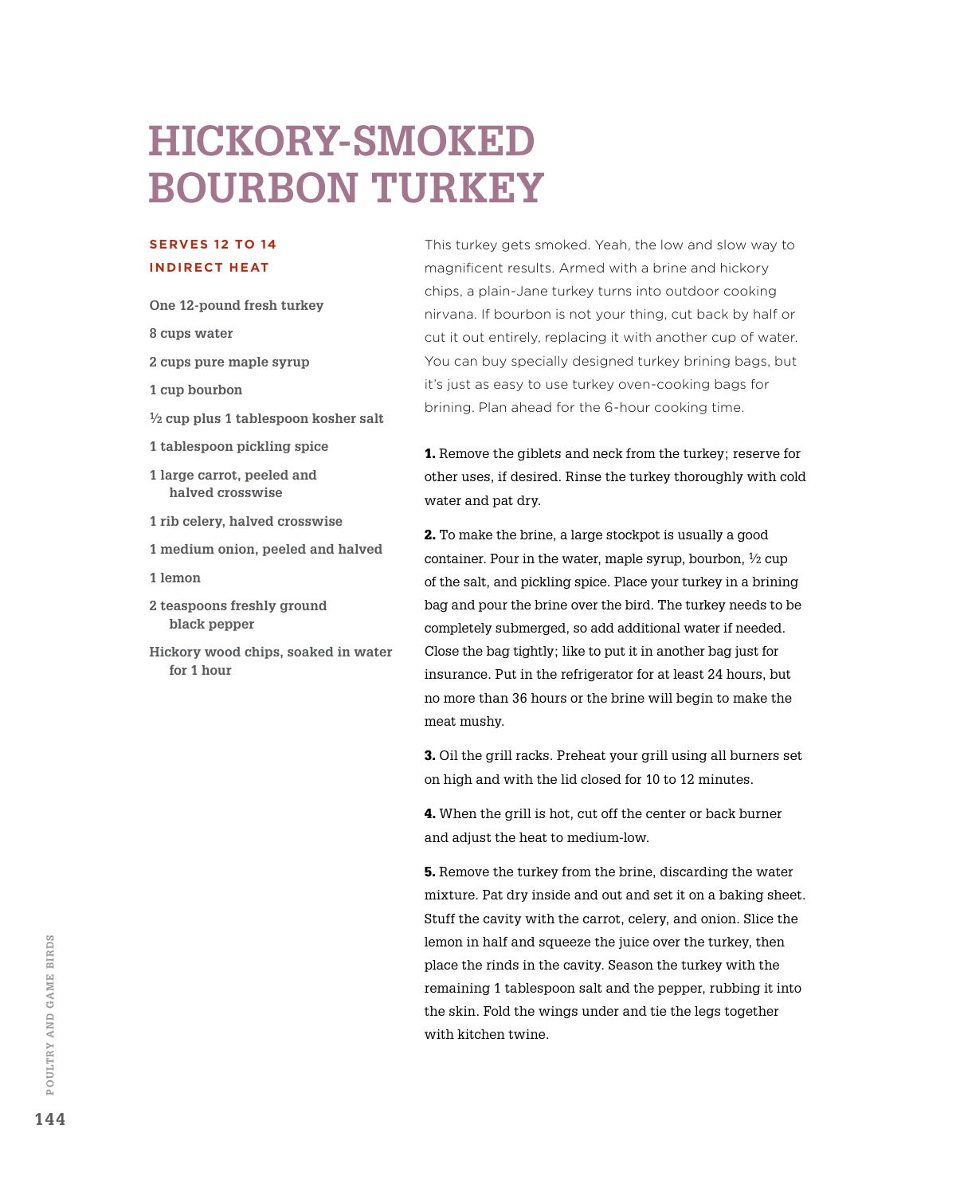# HICKORY-SMOKED BOURBON TURKEY

**SERVES 12 TO 14**
**INDIRECT HEAT**

**One 12-pound fresh turkey**

**8 cups water**

**2 cups pure maple syrup**

**1 cup bourbon**

**½ cup plus 1 tablespoon kosher salt**

**1 tablespoon pickling spice**

**1 large carrot, peeled and halved crosswise**

**1 rib celery, halved crosswise**

**1 medium onion, peeled and halved**

**1 lemon**

**2 teaspoons freshly ground black pepper**

**Hickory wood chips, soaked in water for 1 hour**

This turkey gets smoked. Yeah, the low and slow way to magnificent results. Armed with a brine and hickory chips, a plain-Jane turkey turns into outdoor cooking nirvana. If bourbon is not your thing, cut back by half or cut it out entirely, replacing it with another cup of water. You can buy specially designed turkey brining bags, but it's just as easy to use turkey oven-cooking bags for brining. Plan ahead for the 6-hour cooking time.

**1.** Remove the giblets and neck from the turkey; reserve for other uses, if desired. Rinse the turkey thoroughly with cold water and pat dry.

**2.** To make the brine, a large stockpot is usually a good container. Pour in the water, maple syrup, bourbon, ½ cup of the salt, and pickling spice. Place your turkey in a brining bag and pour the brine over the bird. The turkey needs to be completely submerged, so add additional water if needed. Close the bag tightly; like to put it in another bag just for insurance. Put in the refrigerator for at least 24 hours, but no more than 36 hours or the brine will begin to make the meat mushy.

**3.** Oil the grill racks. Preheat your grill using all burners set on high and with the lid closed for 10 to 12 minutes.

**4.** When the grill is hot, cut off the center or back burner and adjust the heat to medium-low.

**5.** Remove the turkey from the brine, discarding the water mixture. Pat dry inside and out and set it on a baking sheet. Stuff the cavity with the carrot, celery, and onion. Slice the lemon in half and squeeze the juice over the turkey, then place the rinds in the cavity. Season the turkey with the remaining 1 tablespoon salt and the pepper, rubbing it into the skin. Fold the wings under and tie the legs together with kitchen twine.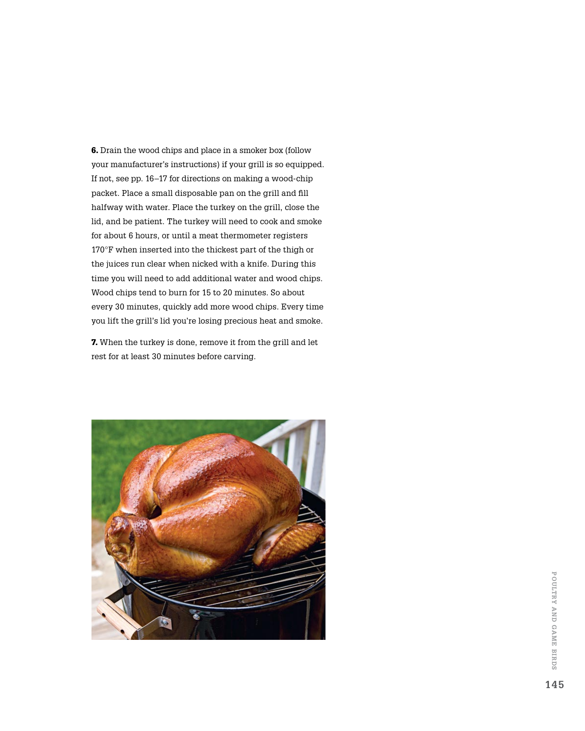**6.** Drain the wood chips and place in a smoker box (follow your manufacturer's instructions) if your grill is so equipped. If not, see pp. 16–17 for directions on making a wood-chip packet. Place a small disposable pan on the grill and fill halfway with water. Place the turkey on the grill, close the lid, and be patient. The turkey will need to cook and smoke for about 6 hours, or until a meat thermometer registers 170°F when inserted into the thickest part of the thigh or the juices run clear when nicked with a knife. During this time you will need to add additional water and wood chips. Wood chips tend to burn for 15 to 20 minutes. So about every 30 minutes, quickly add more wood chips. Every time you lift the grill's lid you're losing precious heat and smoke.

**7.** When the turkey is done, remove it from the grill and let rest for at least 30 minutes before carving.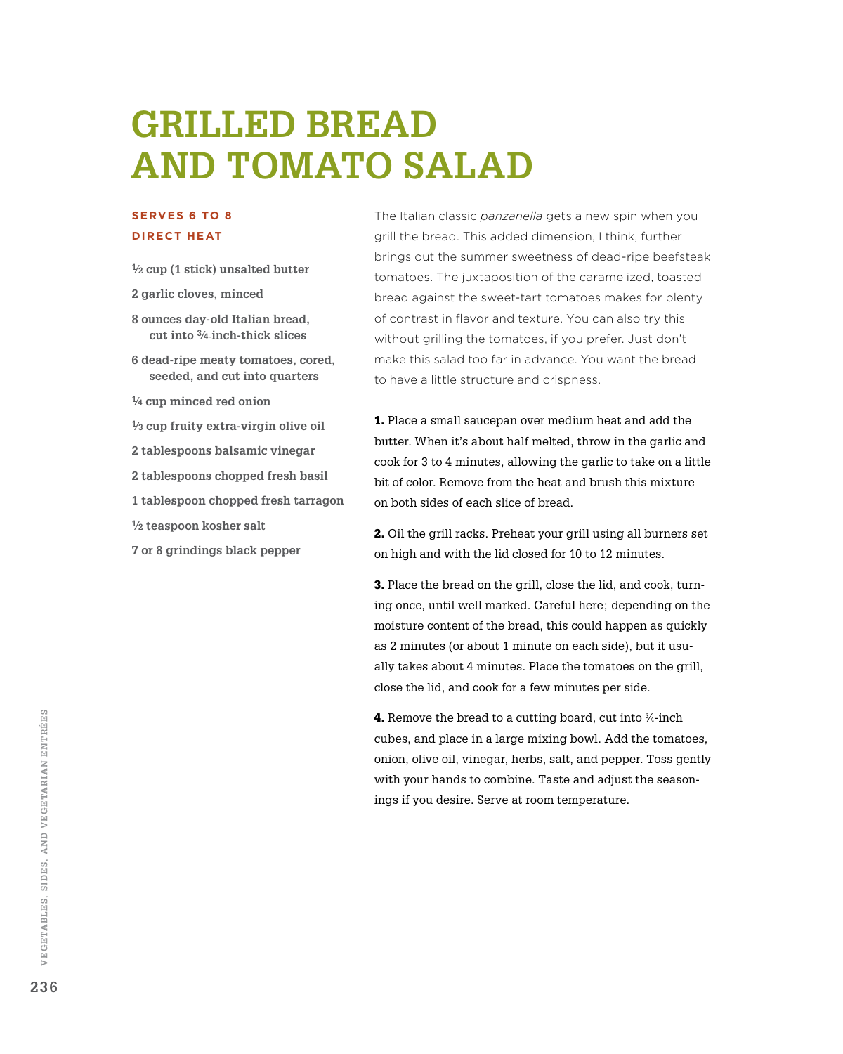# GRILLED BREAD AND TOMATO SALAD

**SERVES 6 TO 8**
**DIRECT HEAT**

- **½ cup (1 stick) unsalted butter**
- **2 garlic cloves, minced**
- **8 ounces day-old Italian bread, cut into ¾-inch-thick slices**
- **6 dead-ripe meaty tomatoes, cored, seeded, and cut into quarters**
- **¼ cup minced red onion**
- **⅓ cup fruity extra-virgin olive oil**
- **2 tablespoons balsamic vinegar**
- **2 tablespoons chopped fresh basil**
- **1 tablespoon chopped fresh tarragon**
- **½ teaspoon kosher salt**
- **7 or 8 grindings black pepper**

The Italian classic *panzanella* gets a new spin when you grill the bread. This added dimension, I think, further brings out the summer sweetness of dead-ripe beefsteak tomatoes. The juxtaposition of the caramelized, toasted bread against the sweet-tart tomatoes makes for plenty of contrast in flavor and texture. You can also try this without grilling the tomatoes, if you prefer. Just don't make this salad too far in advance. You want the bread to have a little structure and crispness.

**1.** Place a small saucepan over medium heat and add the butter. When it's about half melted, throw in the garlic and cook for 3 to 4 minutes, allowing the garlic to take on a little bit of color. Remove from the heat and brush this mixture on both sides of each slice of bread.

**2.** Oil the grill racks. Preheat your grill using all burners set on high and with the lid closed for 10 to 12 minutes.

**3.** Place the bread on the grill, close the lid, and cook, turning once, until well marked. Careful here; depending on the moisture content of the bread, this could happen as quickly as 2 minutes (or about 1 minute on each side), but it usually takes about 4 minutes. Place the tomatoes on the grill, close the lid, and cook for a few minutes per side.

**4.** Remove the bread to a cutting board, cut into ¾-inch cubes, and place in a large mixing bowl. Add the tomatoes, onion, olive oil, vinegar, herbs, salt, and pepper. Toss gently with your hands to combine. Taste and adjust the seasonings if you desire. Serve at room temperature.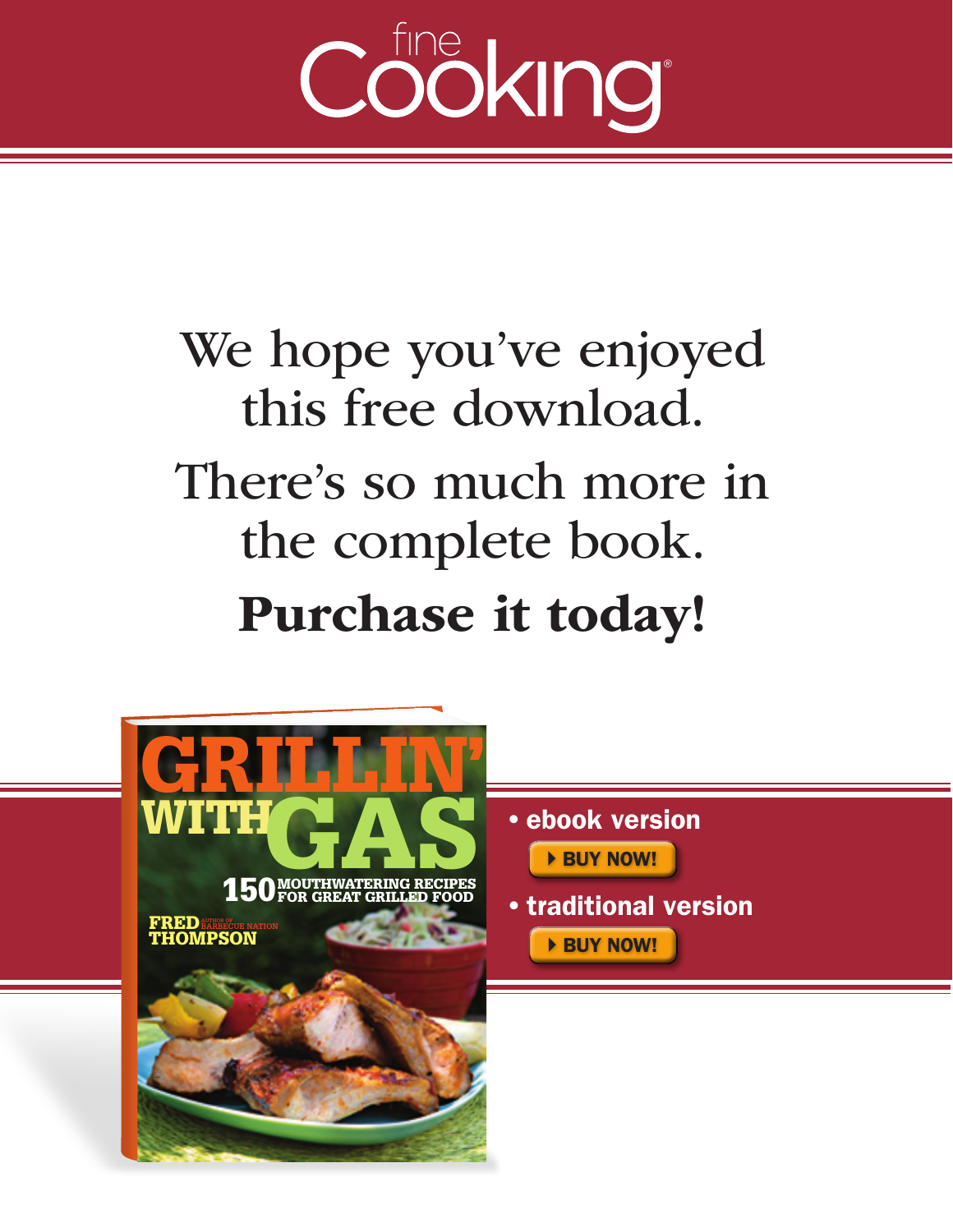# fine Cooking

We hope you've enjoyed this free download.

There's so much more in the complete book.

**Purchase it today!**

GRILLIN' WITH GAS

150 MOUTHWATERING RECIPES FOR GREAT GRILLED FOOD

FRED THOMPSON

AUTHOR OF BARBECUE NATION

- **ebook version**

  BUY NOW!

- **traditional version**

  BUY NOW!